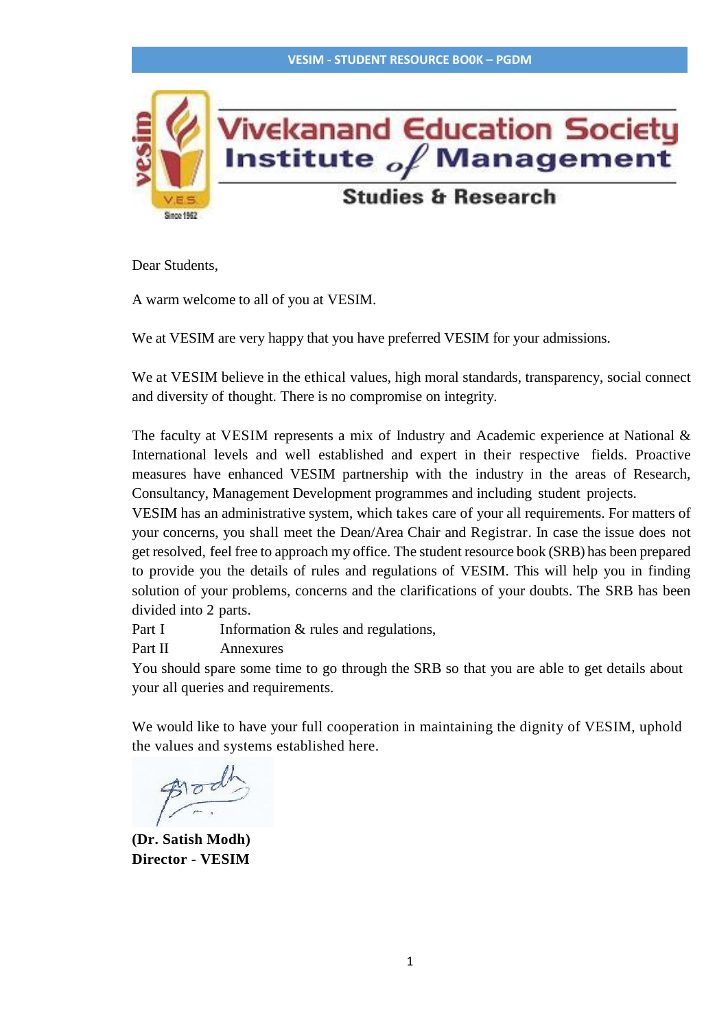Vivekanand Education Society Institute of Management Studies & Research

Dear Students,

A warm welcome to all of you at VESIM.

We at VESIM are very happy that you have preferred VESIM for your admissions.

We at VESIM believe in the ethical values, high moral standards, transparency, social connect and diversity of thought. There is no compromise on integrity.

The faculty at VESIM represents a mix of Industry and Academic experience at National & International levels and well established and expert in their respective fields. Proactive measures have enhanced VESIM partnership with the industry in the areas of Research, Consultancy, Management Development programmes and including student projects.
VESIM has an administrative system, which takes care of your all requirements. For matters of your concerns, you shall meet the Dean/Area Chair and Registrar. In case the issue does not get resolved, feel free to approach my office. The student resource book (SRB) has been prepared to provide you the details of rules and regulations of VESIM. This will help you in finding solution of your problems, concerns and the clarifications of your doubts. The SRB has been divided into 2 parts.

Part I Information & rules and regulations,

Part II Annexures

You should spare some time to go through the SRB so that you are able to get details about your all queries and requirements.

We would like to have your full cooperation in maintaining the dignity of VESIM, uphold the values and systems established here.

**(Dr. Satish Modh)**
**Director - VESIM**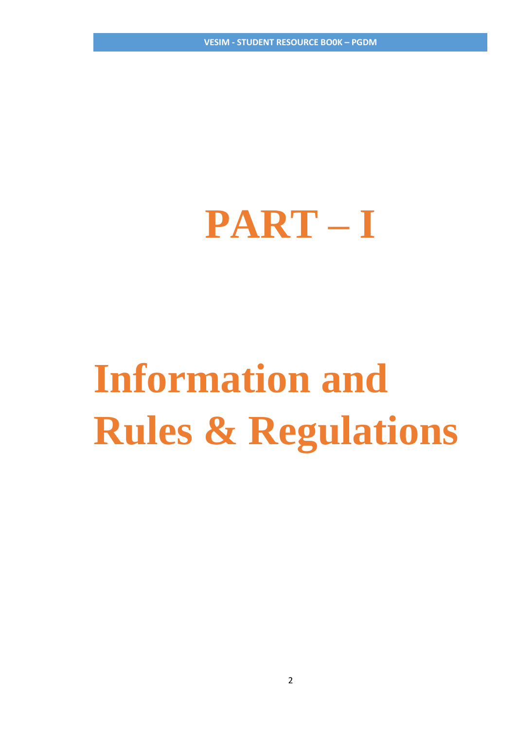# PART – I

# Information and Rules & Regulations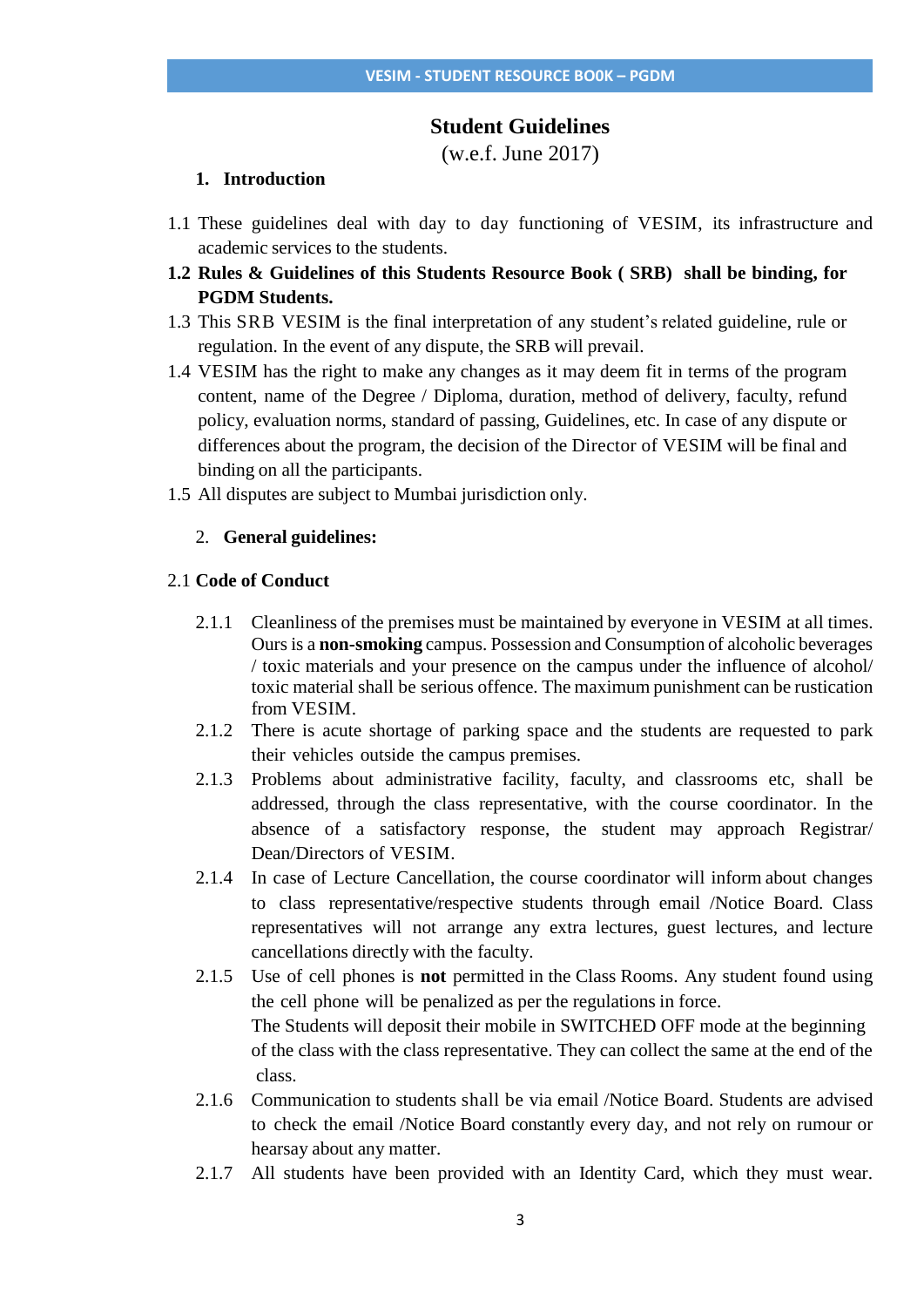# Student Guidelines

(w.e.f. June 2017)

## 1. Introduction

1.1 These guidelines deal with day to day functioning of VESIM, its infrastructure and academic services to the students.

**1.2 Rules & Guidelines of this Students Resource Book ( SRB) shall be binding, for PGDM Students.**

1.3 This SRB VESIM is the final interpretation of any student's related guideline, rule or regulation. In the event of any dispute, the SRB will prevail.

1.4 VESIM has the right to make any changes as it may deem fit in terms of the program content, name of the Degree / Diploma, duration, method of delivery, faculty, refund policy, evaluation norms, standard of passing, Guidelines, etc. In case of any dispute or differences about the program, the decision of the Director of VESIM will be final and binding on all the participants.

1.5 All disputes are subject to Mumbai jurisdiction only.

## 2. General guidelines:

### 2.1 Code of Conduct

2.1.1 Cleanliness of the premises must be maintained by everyone in VESIM at all times. Ours is a **non-smoking** campus. Possession and Consumption of alcoholic beverages / toxic materials and your presence on the campus under the influence of alcohol/ toxic material shall be serious offence. The maximum punishment can be rustication from VESIM.

2.1.2 There is acute shortage of parking space and the students are requested to park their vehicles outside the campus premises.

2.1.3 Problems about administrative facility, faculty, and classrooms etc, shall be addressed, through the class representative, with the course coordinator. In the absence of a satisfactory response, the student may approach Registrar/ Dean/Directors of VESIM.

2.1.4 In case of Lecture Cancellation, the course coordinator will inform about changes to class representative/respective students through email /Notice Board. Class representatives will not arrange any extra lectures, guest lectures, and lecture cancellations directly with the faculty.

2.1.5 Use of cell phones is **not** permitted in the Class Rooms. Any student found using the cell phone will be penalized as per the regulations in force.
The Students will deposit their mobile in SWITCHED OFF mode at the beginning of the class with the class representative. They can collect the same at the end of the class.

2.1.6 Communication to students shall be via email /Notice Board. Students are advised to check the email /Notice Board constantly every day, and not rely on rumour or hearsay about any matter.

2.1.7 All students have been provided with an Identity Card, which they must wear.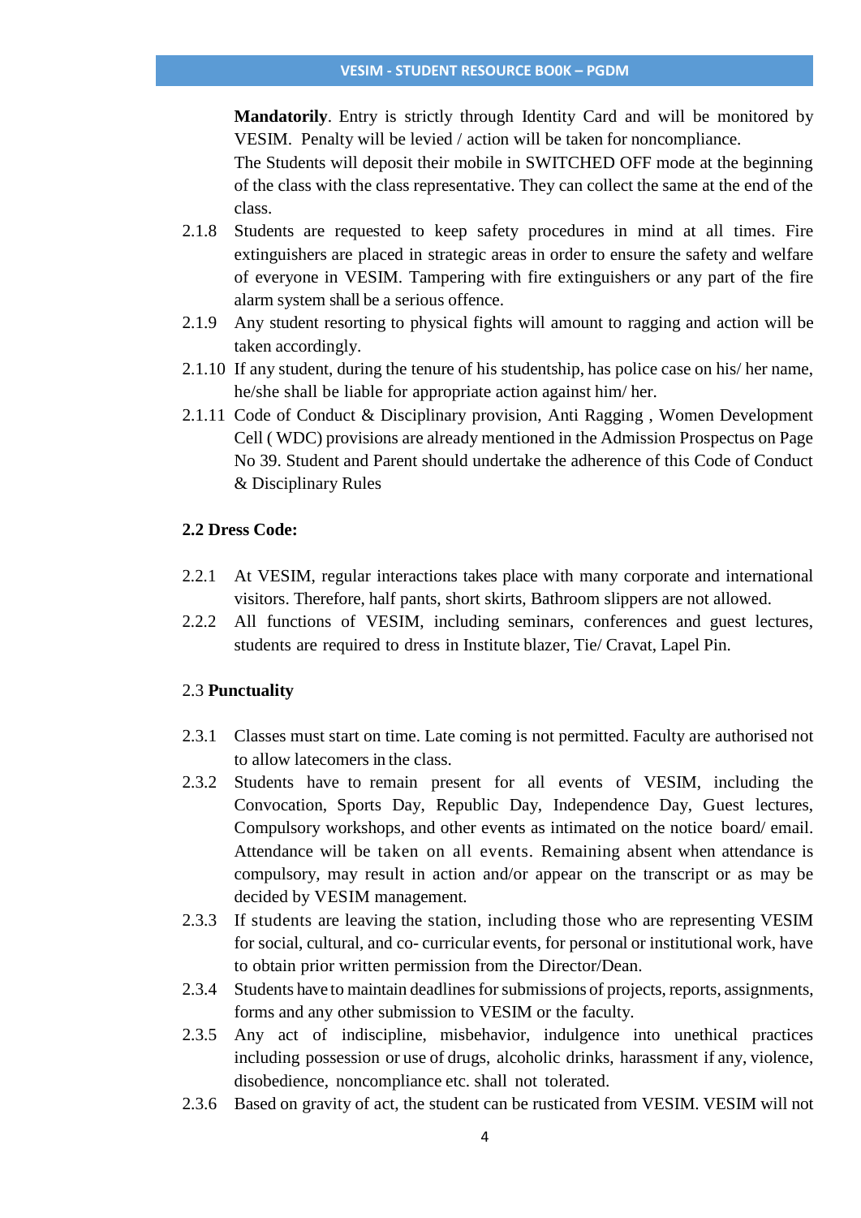**Mandatorily**. Entry is strictly through Identity Card and will be monitored by VESIM. Penalty will be levied / action will be taken for noncompliance.
The Students will deposit their mobile in SWITCHED OFF mode at the beginning of the class with the class representative. They can collect the same at the end of the class.

2.1.8 Students are requested to keep safety procedures in mind at all times. Fire extinguishers are placed in strategic areas in order to ensure the safety and welfare of everyone in VESIM. Tampering with fire extinguishers or any part of the fire alarm system shall be a serious offence.

2.1.9 Any student resorting to physical fights will amount to ragging and action will be taken accordingly.

2.1.10 If any student, during the tenure of his studentship, has police case on his/ her name, he/she shall be liable for appropriate action against him/ her.

2.1.11 Code of Conduct & Disciplinary provision, Anti Ragging , Women Development Cell ( WDC) provisions are already mentioned in the Admission Prospectus on Page No 39. Student and Parent should undertake the adherence of this Code of Conduct & Disciplinary Rules

**2.2 Dress Code:**

2.2.1 At VESIM, regular interactions takes place with many corporate and international visitors. Therefore, half pants, short skirts, Bathroom slippers are not allowed.

2.2.2 All functions of VESIM, including seminars, conferences and guest lectures, students are required to dress in Institute blazer, Tie/ Cravat, Lapel Pin.

2.3 **Punctuality**

2.3.1 Classes must start on time. Late coming is not permitted. Faculty are authorised not to allow latecomers in the class.

2.3.2 Students have to remain present for all events of VESIM, including the Convocation, Sports Day, Republic Day, Independence Day, Guest lectures, Compulsory workshops, and other events as intimated on the notice board/ email. Attendance will be taken on all events. Remaining absent when attendance is compulsory, may result in action and/or appear on the transcript or as may be decided by VESIM management.

2.3.3 If students are leaving the station, including those who are representing VESIM for social, cultural, and co- curricular events, for personal or institutional work, have to obtain prior written permission from the Director/Dean.

2.3.4 Students have to maintain deadlines for submissions of projects, reports, assignments, forms and any other submission to VESIM or the faculty.

2.3.5 Any act of indiscipline, misbehavior, indulgence into unethical practices including possession or use of drugs, alcoholic drinks, harassment if any, violence, disobedience, noncompliance etc. shall not tolerated.

2.3.6 Based on gravity of act, the student can be rusticated from VESIM. VESIM will not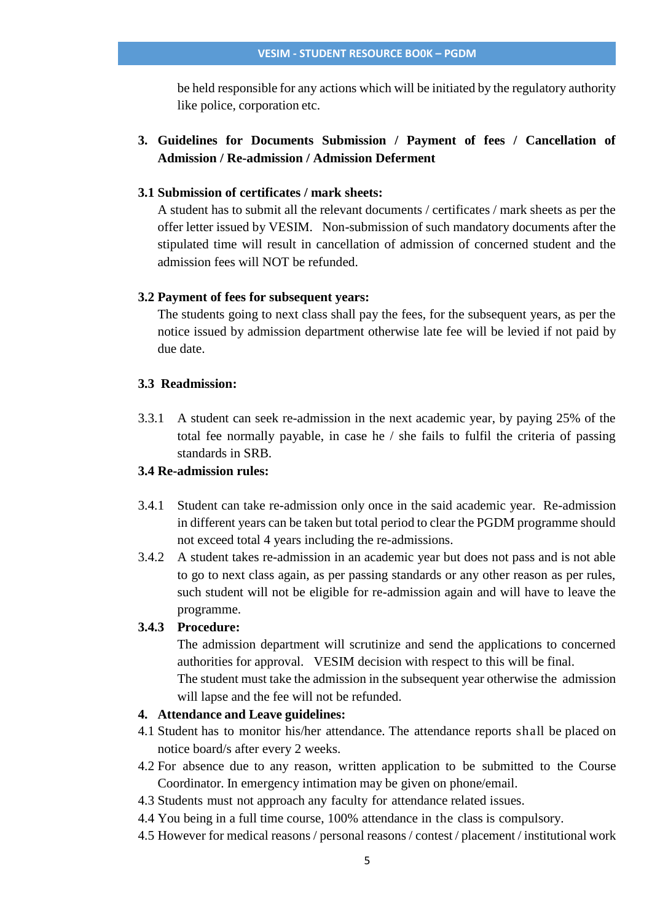be held responsible for any actions which will be initiated by the regulatory authority like police, corporation etc.

## 3. Guidelines for Documents Submission / Payment of fees / Cancellation of Admission / Re-admission / Admission Deferment

### 3.1 Submission of certificates / mark sheets:

A student has to submit all the relevant documents / certificates / mark sheets as per the offer letter issued by VESIM. Non-submission of such mandatory documents after the stipulated time will result in cancellation of admission of concerned student and the admission fees will NOT be refunded.

### 3.2 Payment of fees for subsequent years:

The students going to next class shall pay the fees, for the subsequent years, as per the notice issued by admission department otherwise late fee will be levied if not paid by due date.

### 3.3 Readmission:

3.3.1 A student can seek re-admission in the next academic year, by paying 25% of the total fee normally payable, in case he / she fails to fulfil the criteria of passing standards in SRB.

### 3.4 Re-admission rules:

3.4.1 Student can take re-admission only once in the said academic year. Re-admission in different years can be taken but total period to clear the PGDM programme should not exceed total 4 years including the re-admissions.

3.4.2 A student takes re-admission in an academic year but does not pass and is not able to go to next class again, as per passing standards or any other reason as per rules, such student will not be eligible for re-admission again and will have to leave the programme.

**3.4.3 Procedure:**

The admission department will scrutinize and send the applications to concerned authorities for approval. VESIM decision with respect to this will be final.

The student must take the admission in the subsequent year otherwise the admission will lapse and the fee will not be refunded.

## 4. Attendance and Leave guidelines:

4.1 Student has to monitor his/her attendance. The attendance reports shall be placed on notice board/s after every 2 weeks.

4.2 For absence due to any reason, written application to be submitted to the Course Coordinator. In emergency intimation may be given on phone/email.

4.3 Students must not approach any faculty for attendance related issues.

4.4 You being in a full time course, 100% attendance in the class is compulsory.

4.5 However for medical reasons / personal reasons / contest / placement / institutional work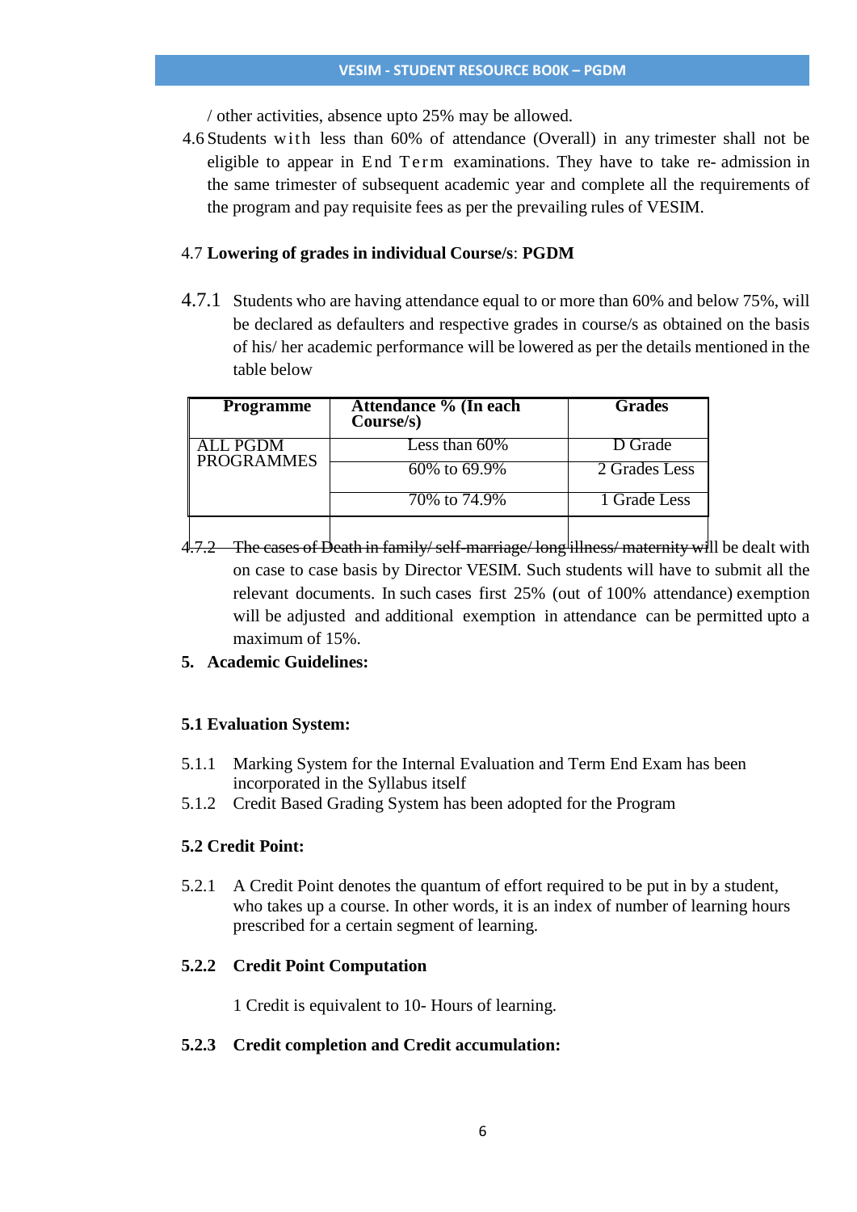/ other activities, absence upto 25% may be allowed.

4.6 Students with less than 60% of attendance (Overall) in any trimester shall not be eligible to appear in End Term examinations. They have to take re- admission in the same trimester of subsequent academic year and complete all the requirements of the program and pay requisite fees as per the prevailing rules of VESIM.

4.7 **Lowering of grades in individual Course/s**: **PGDM**

4.7.1 Students who are having attendance equal to or more than 60% and below 75%, will be declared as defaulters and respective grades in course/s as obtained on the basis of his/ her academic performance will be lowered as per the details mentioned in the table below

| Programme | Attendance % (In each Course/s) | Grades |
|---|---|---|
| ALL PGDM PROGRAMMES | Less than 60% | D Grade |
| | 60% to 69.9% | 2 Grades Less |
| | 70% to 74.9% | 1 Grade Less |

4.7.2 The cases of Death in family/ self-marriage/ long illness/ maternity will be dealt with on case to case basis by Director VESIM. Such students will have to submit all the relevant documents. In such cases first 25% (out of 100% attendance) exemption will be adjusted and additional exemption in attendance can be permitted upto a maximum of 15%.

**5. Academic Guidelines:**

**5.1 Evaluation System:**

5.1.1 Marking System for the Internal Evaluation and Term End Exam has been incorporated in the Syllabus itself

5.1.2 Credit Based Grading System has been adopted for the Program

**5.2 Credit Point:**

5.2.1 A Credit Point denotes the quantum of effort required to be put in by a student, who takes up a course. In other words, it is an index of number of learning hours prescribed for a certain segment of learning.

**5.2.2 Credit Point Computation**

1 Credit is equivalent to 10- Hours of learning.

**5.2.3 Credit completion and Credit accumulation:**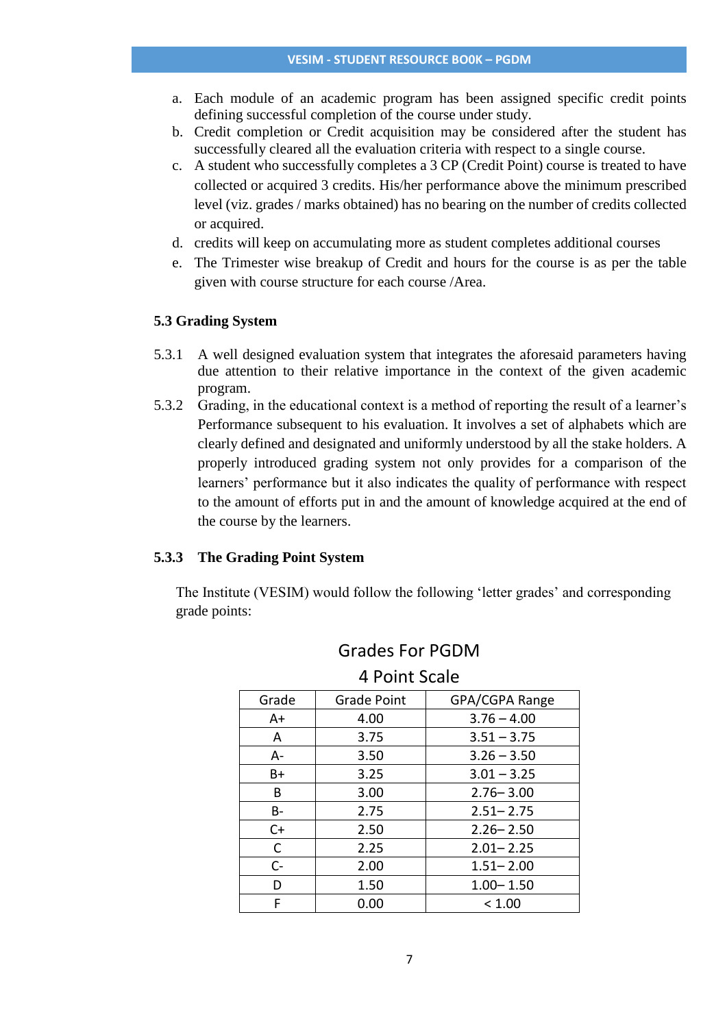a. Each module of an academic program has been assigned specific credit points defining successful completion of the course under study.
b. Credit completion or Credit acquisition may be considered after the student has successfully cleared all the evaluation criteria with respect to a single course.
c. A student who successfully completes a 3 CP (Credit Point) course is treated to have collected or acquired 3 credits. His/her performance above the minimum prescribed level (viz. grades / marks obtained) has no bearing on the number of credits collected or acquired.
d. credits will keep on accumulating more as student completes additional courses
e. The Trimester wise breakup of Credit and hours for the course is as per the table given with course structure for each course /Area.

### 5.3 Grading System

5.3.1 A well designed evaluation system that integrates the aforesaid parameters having due attention to their relative importance in the context of the given academic program.

5.3.2 Grading, in the educational context is a method of reporting the result of a learner's Performance subsequent to his evaluation. It involves a set of alphabets which are clearly defined and designated and uniformly understood by all the stake holders. A properly introduced grading system not only provides for a comparison of the learners' performance but it also indicates the quality of performance with respect to the amount of efforts put in and the amount of knowledge acquired at the end of the course by the learners.

#### 5.3.3 The Grading Point System

The Institute (VESIM) would follow the following 'letter grades' and corresponding grade points:

**Grades For PGDM**

**4 Point Scale**

| Grade | Grade Point | GPA/CGPA Range |
|---|---|---|
| A+ | 4.00 | 3.76 – 4.00 |
| A | 3.75 | 3.51 – 3.75 |
| A- | 3.50 | 3.26 – 3.50 |
| B+ | 3.25 | 3.01 – 3.25 |
| B | 3.00 | 2.76– 3.00 |
| B- | 2.75 | 2.51– 2.75 |
| C+ | 2.50 | 2.26– 2.50 |
| C | 2.25 | 2.01– 2.25 |
| C- | 2.00 | 1.51– 2.00 |
| D | 1.50 | 1.00– 1.50 |
| F | 0.00 | < 1.00 |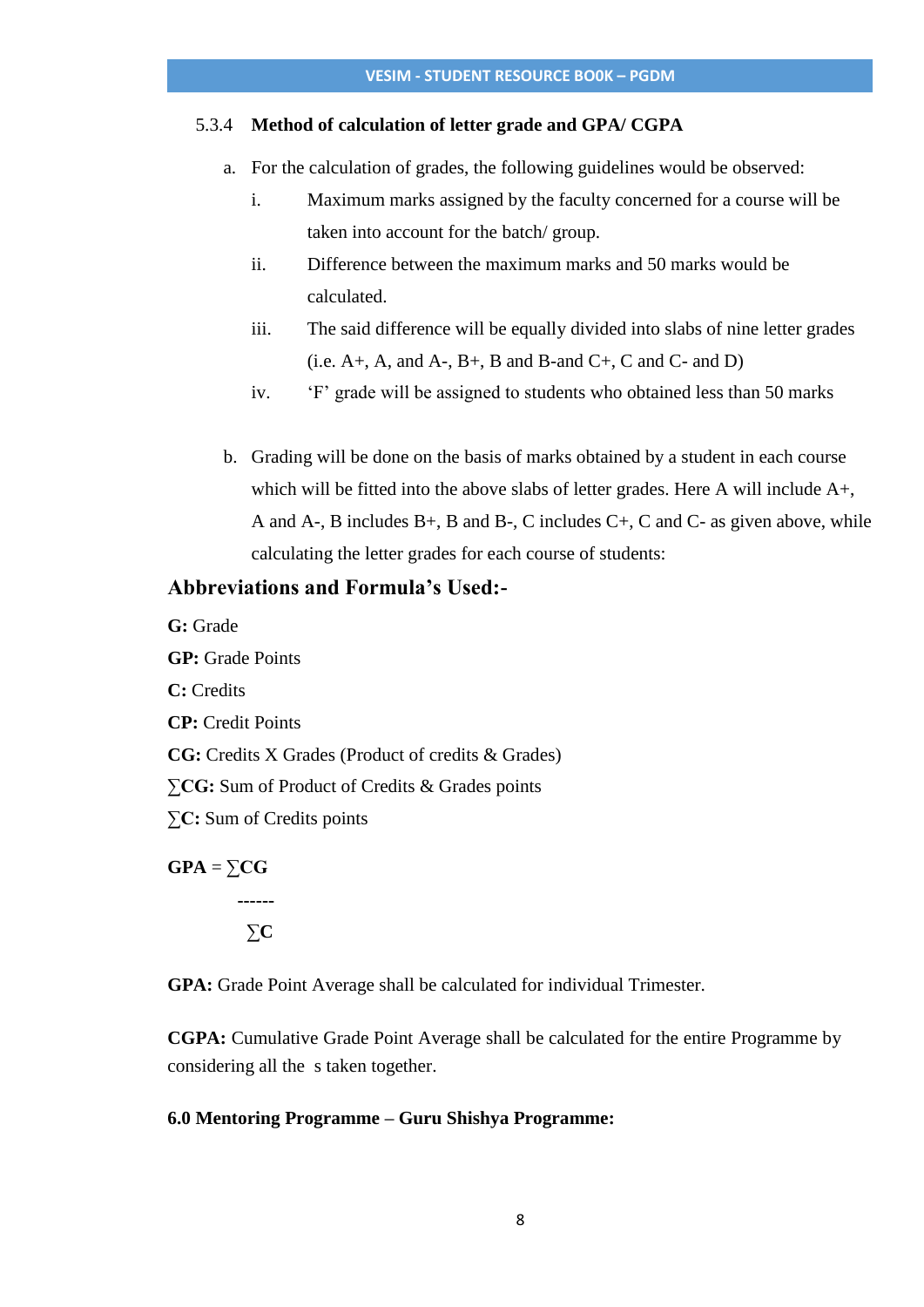5.3.4 **Method of calculation of letter grade and GPA/ CGPA**

a. For the calculation of grades, the following guidelines would be observed:

   i. Maximum marks assigned by the faculty concerned for a course will be taken into account for the batch/ group.

   ii. Difference between the maximum marks and 50 marks would be calculated.

   iii. The said difference will be equally divided into slabs of nine letter grades (i.e. A+, A, and A-, B+, B and B-and C+, C and C- and D)

   iv. 'F' grade will be assigned to students who obtained less than 50 marks

b. Grading will be done on the basis of marks obtained by a student in each course which will be fitted into the above slabs of letter grades. Here A will include A+, A and A-, B includes B+, B and B-, C includes C+, C and C- as given above, while calculating the letter grades for each course of students:

## Abbreviations and Formula's Used:-

**G:** Grade

**GP:** Grade Points

**C:** Credits

**CP:** Credit Points

**CG:** Credits X Grades (Product of credits & Grades)

**∑CG:** Sum of Product of Credits & Grades points

**∑C:** Sum of Credits points

$$\textbf{GPA} = \frac{\sum \textbf{CG}}{\sum \textbf{C}}$$

**GPA:** Grade Point Average shall be calculated for individual Trimester.

**CGPA:** Cumulative Grade Point Average shall be calculated for the entire Programme by considering all the s taken together.

**6.0 Mentoring Programme – Guru Shishya Programme:**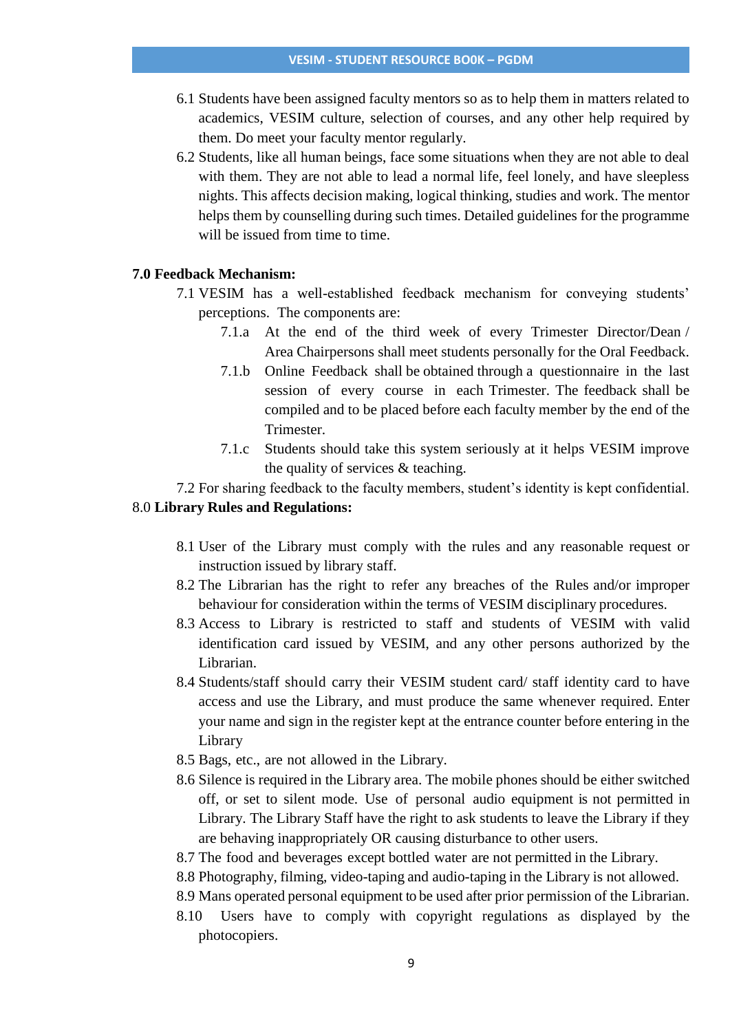6.1 Students have been assigned faculty mentors so as to help them in matters related to academics, VESIM culture, selection of courses, and any other help required by them. Do meet your faculty mentor regularly.

6.2 Students, like all human beings, face some situations when they are not able to deal with them. They are not able to lead a normal life, feel lonely, and have sleepless nights. This affects decision making, logical thinking, studies and work. The mentor helps them by counselling during such times. Detailed guidelines for the programme will be issued from time to time.

**7.0 Feedback Mechanism:**

7.1 VESIM has a well-established feedback mechanism for conveying students' perceptions. The components are:

- 7.1.a At the end of the third week of every Trimester Director/Dean / Area Chairpersons shall meet students personally for the Oral Feedback.
- 7.1.b Online Feedback shall be obtained through a questionnaire in the last session of every course in each Trimester. The feedback shall be compiled and to be placed before each faculty member by the end of the Trimester.
- 7.1.c Students should take this system seriously at it helps VESIM improve the quality of services & teaching.

7.2 For sharing feedback to the faculty members, student's identity is kept confidential.

8.0 **Library Rules and Regulations:**

8.1 User of the Library must comply with the rules and any reasonable request or instruction issued by library staff.

8.2 The Librarian has the right to refer any breaches of the Rules and/or improper behaviour for consideration within the terms of VESIM disciplinary procedures.

8.3 Access to Library is restricted to staff and students of VESIM with valid identification card issued by VESIM, and any other persons authorized by the Librarian.

8.4 Students/staff should carry their VESIM student card/ staff identity card to have access and use the Library, and must produce the same whenever required. Enter your name and sign in the register kept at the entrance counter before entering in the Library

8.5 Bags, etc., are not allowed in the Library.

8.6 Silence is required in the Library area. The mobile phones should be either switched off, or set to silent mode. Use of personal audio equipment is not permitted in Library. The Library Staff have the right to ask students to leave the Library if they are behaving inappropriately OR causing disturbance to other users.

8.7 The food and beverages except bottled water are not permitted in the Library.

8.8 Photography, filming, video-taping and audio-taping in the Library is not allowed.

8.9 Mans operated personal equipment to be used after prior permission of the Librarian.

8.10 Users have to comply with copyright regulations as displayed by the photocopiers.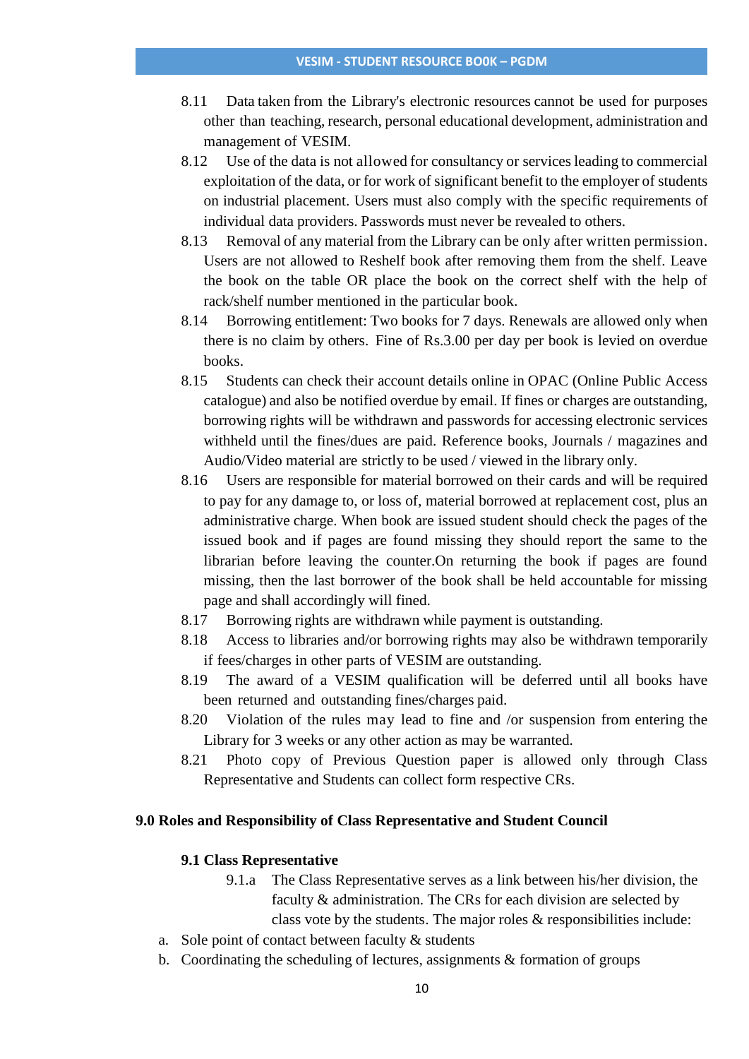8.11 Data taken from the Library's electronic resources cannot be used for purposes other than teaching, research, personal educational development, administration and management of VESIM.

8.12 Use of the data is not allowed for consultancy or services leading to commercial exploitation of the data, or for work of significant benefit to the employer of students on industrial placement. Users must also comply with the specific requirements of individual data providers. Passwords must never be revealed to others.

8.13 Removal of any material from the Library can be only after written permission. Users are not allowed to Reshelf book after removing them from the shelf. Leave the book on the table OR place the book on the correct shelf with the help of rack/shelf number mentioned in the particular book.

8.14 Borrowing entitlement: Two books for 7 days. Renewals are allowed only when there is no claim by others. Fine of Rs.3.00 per day per book is levied on overdue books.

8.15 Students can check their account details online in OPAC (Online Public Access catalogue) and also be notified overdue by email. If fines or charges are outstanding, borrowing rights will be withdrawn and passwords for accessing electronic services withheld until the fines/dues are paid. Reference books, Journals / magazines and Audio/Video material are strictly to be used / viewed in the library only.

8.16 Users are responsible for material borrowed on their cards and will be required to pay for any damage to, or loss of, material borrowed at replacement cost, plus an administrative charge. When book are issued student should check the pages of the issued book and if pages are found missing they should report the same to the librarian before leaving the counter.On returning the book if pages are found missing, then the last borrower of the book shall be held accountable for missing page and shall accordingly will fined.

8.17 Borrowing rights are withdrawn while payment is outstanding.

8.18 Access to libraries and/or borrowing rights may also be withdrawn temporarily if fees/charges in other parts of VESIM are outstanding.

8.19 The award of a VESIM qualification will be deferred until all books have been returned and outstanding fines/charges paid.

8.20 Violation of the rules may lead to fine and /or suspension from entering the Library for 3 weeks or any other action as may be warranted.

8.21 Photo copy of Previous Question paper is allowed only through Class Representative and Students can collect form respective CRs.

## 9.0 Roles and Responsibility of Class Representative and Student Council

### 9.1 Class Representative

9.1.a The Class Representative serves as a link between his/her division, the faculty & administration. The CRs for each division are selected by class vote by the students. The major roles & responsibilities include:

a. Sole point of contact between faculty & students
b. Coordinating the scheduling of lectures, assignments & formation of groups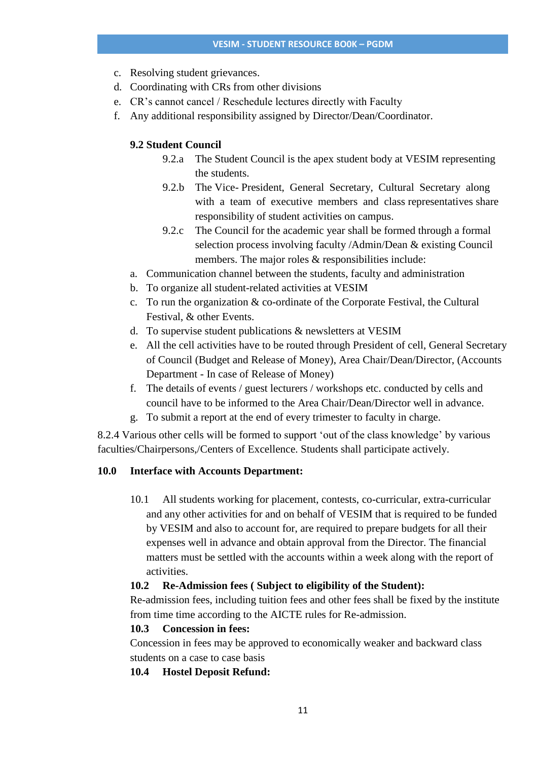c. Resolving student grievances.
d. Coordinating with CRs from other divisions
e. CR's cannot cancel / Reschedule lectures directly with Faculty
f. Any additional responsibility assigned by Director/Dean/Coordinator.

### 9.2 Student Council

9.2.a The Student Council is the apex student body at VESIM representing the students.

9.2.b The Vice- President, General Secretary, Cultural Secretary along with a team of executive members and class representatives share responsibility of student activities on campus.

9.2.c The Council for the academic year shall be formed through a formal selection process involving faculty /Admin/Dean & existing Council members. The major roles & responsibilities include:

a. Communication channel between the students, faculty and administration
b. To organize all student-related activities at VESIM
c. To run the organization & co-ordinate of the Corporate Festival, the Cultural Festival, & other Events.
d. To supervise student publications & newsletters at VESIM
e. All the cell activities have to be routed through President of cell, General Secretary of Council (Budget and Release of Money), Area Chair/Dean/Director, (Accounts Department - In case of Release of Money)
f. The details of events / guest lecturers / workshops etc. conducted by cells and council have to be informed to the Area Chair/Dean/Director well in advance.
g. To submit a report at the end of every trimester to faculty in charge.

8.2.4 Various other cells will be formed to support 'out of the class knowledge' by various faculties/Chairpersons,/Centers of Excellence. Students shall participate actively.

## 10.0 Interface with Accounts Department:

10.1 All students working for placement, contests, co-curricular, extra-curricular and any other activities for and on behalf of VESIM that is required to be funded by VESIM and also to account for, are required to prepare budgets for all their expenses well in advance and obtain approval from the Director. The financial matters must be settled with the accounts within a week along with the report of activities.

**10.2 Re-Admission fees ( Subject to eligibility of the Student):**

Re-admission fees, including tuition fees and other fees shall be fixed by the institute from time time according to the AICTE rules for Re-admission.

**10.3 Concession in fees:**

Concession in fees may be approved to economically weaker and backward class students on a case to case basis

**10.4 Hostel Deposit Refund:**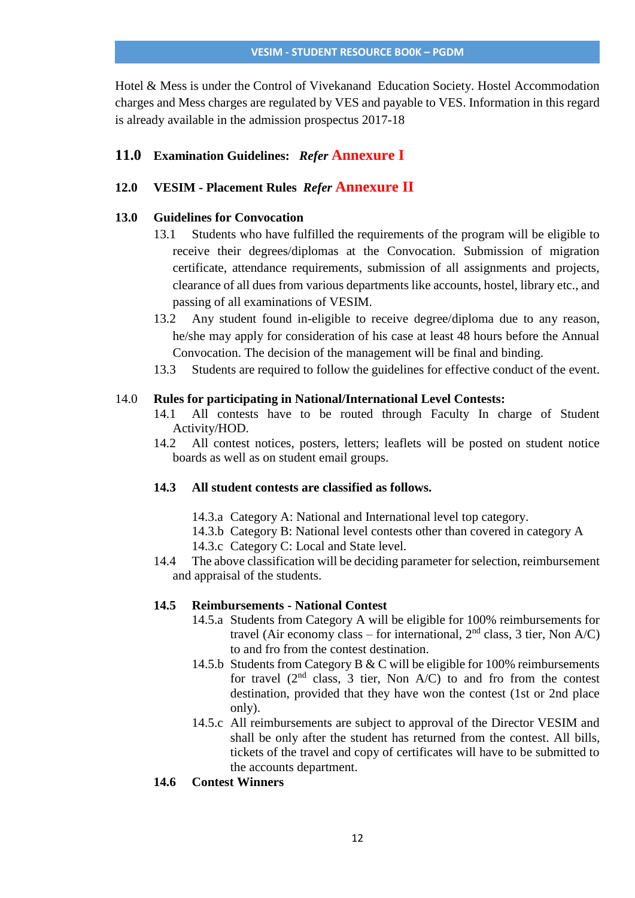Hotel & Mess is under the Control of Vivekanand Education Society. Hostel Accommodation charges and Mess charges are regulated by VES and payable to VES. Information in this regard is already available in the admission prospectus 2017-18

## 11.0 Examination Guidelines: *Refer* Annexure I

## 12.0 VESIM - Placement Rules *Refer* Annexure II

## 13.0 Guidelines for Convocation

13.1 Students who have fulfilled the requirements of the program will be eligible to receive their degrees/diplomas at the Convocation. Submission of migration certificate, attendance requirements, submission of all assignments and projects, clearance of all dues from various departments like accounts, hostel, library etc., and passing of all examinations of VESIM.

13.2 Any student found in-eligible to receive degree/diploma due to any reason, he/she may apply for consideration of his case at least 48 hours before the Annual Convocation. The decision of the management will be final and binding.

13.3 Students are required to follow the guidelines for effective conduct of the event.

## 14.0 Rules for participating in National/International Level Contests:

14.1 All contests have to be routed through Faculty In charge of Student Activity/HOD.

14.2 All contest notices, posters, letters; leaflets will be posted on student notice boards as well as on student email groups.

**14.3 All student contests are classified as follows.**

14.3.a Category A: National and International level top category.
14.3.b Category B: National level contests other than covered in category A
14.3.c Category C: Local and State level.

14.4 The above classification will be deciding parameter for selection, reimbursement and appraisal of the students.

**14.5 Reimbursements - National Contest**

14.5.a Students from Category A will be eligible for 100% reimbursements for travel (Air economy class – for international, 2nd class, 3 tier, Non A/C) to and fro from the contest destination.

14.5.b Students from Category B & C will be eligible for 100% reimbursements for travel (2nd class, 3 tier, Non A/C) to and fro from the contest destination, provided that they have won the contest (1st or 2nd place only).

14.5.c All reimbursements are subject to approval of the Director VESIM and shall be only after the student has returned from the contest. All bills, tickets of the travel and copy of certificates will have to be submitted to the accounts department.

**14.6 Contest Winners**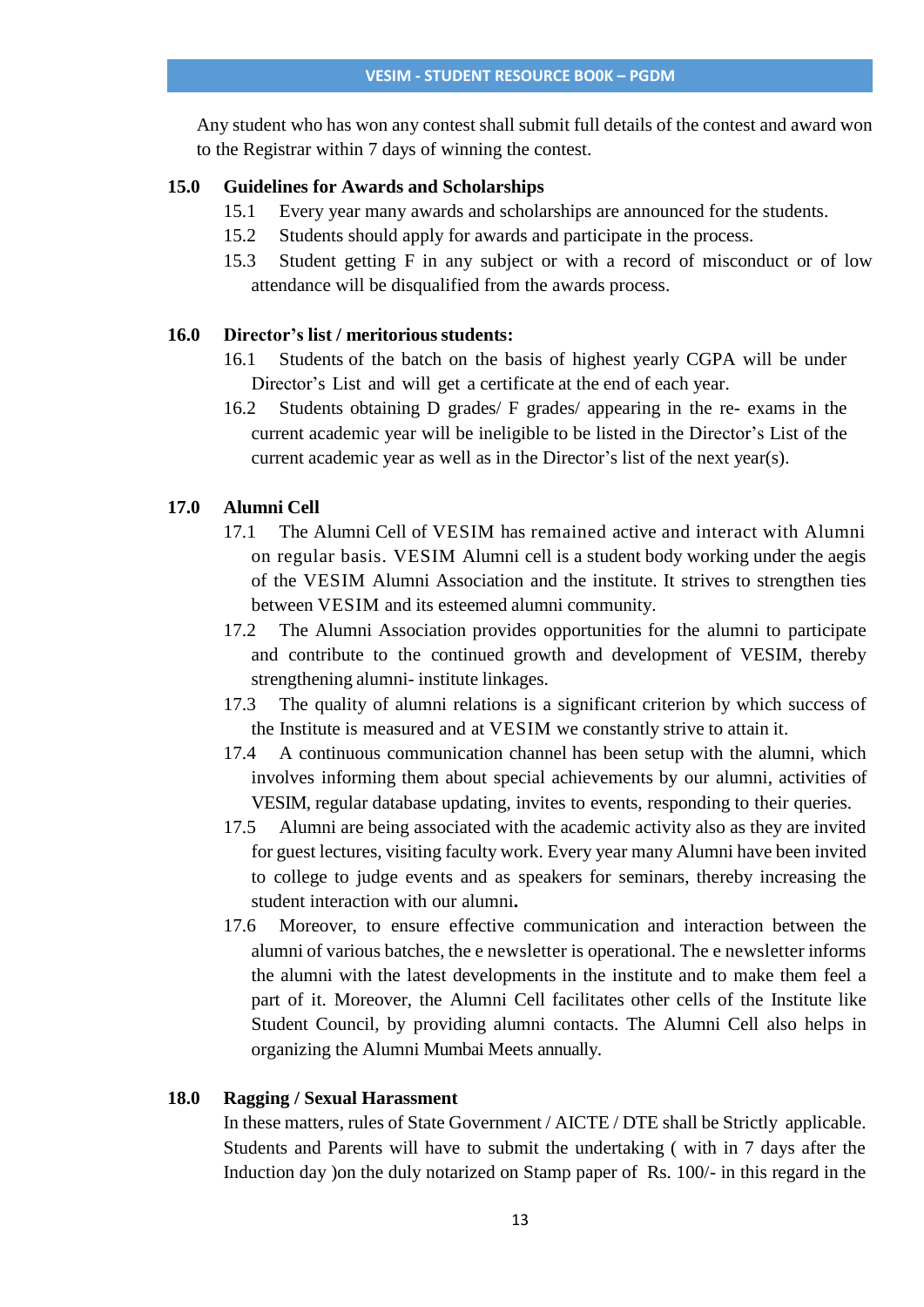Any student who has won any contest shall submit full details of the contest and award won to the Registrar within 7 days of winning the contest.

## 15.0 Guidelines for Awards and Scholarships

15.1 Every year many awards and scholarships are announced for the students.

15.2 Students should apply for awards and participate in the process.

15.3 Student getting F in any subject or with a record of misconduct or of low attendance will be disqualified from the awards process.

## 16.0 Director's list / meritorious students:

16.1 Students of the batch on the basis of highest yearly CGPA will be under Director's List and will get a certificate at the end of each year.

16.2 Students obtaining D grades/ F grades/ appearing in the re- exams in the current academic year will be ineligible to be listed in the Director's List of the current academic year as well as in the Director's list of the next year(s).

## 17.0 Alumni Cell

17.1 The Alumni Cell of VESIM has remained active and interact with Alumni on regular basis. VESIM Alumni cell is a student body working under the aegis of the VESIM Alumni Association and the institute. It strives to strengthen ties between VESIM and its esteemed alumni community.

17.2 The Alumni Association provides opportunities for the alumni to participate and contribute to the continued growth and development of VESIM, thereby strengthening alumni- institute linkages.

17.3 The quality of alumni relations is a significant criterion by which success of the Institute is measured and at VESIM we constantly strive to attain it.

17.4 A continuous communication channel has been setup with the alumni, which involves informing them about special achievements by our alumni, activities of VESIM, regular database updating, invites to events, responding to their queries.

17.5 Alumni are being associated with the academic activity also as they are invited for guest lectures, visiting faculty work. Every year many Alumni have been invited to college to judge events and as speakers for seminars, thereby increasing the student interaction with our alumni**.**

17.6 Moreover, to ensure effective communication and interaction between the alumni of various batches, the e newsletter is operational. The e newsletter informs the alumni with the latest developments in the institute and to make them feel a part of it. Moreover, the Alumni Cell facilitates other cells of the Institute like Student Council, by providing alumni contacts. The Alumni Cell also helps in organizing the Alumni Mumbai Meets annually.

## 18.0 Ragging / Sexual Harassment

In these matters, rules of State Government / AICTE / DTE shall be Strictly applicable. Students and Parents will have to submit the undertaking ( with in 7 days after the Induction day )on the duly notarized on Stamp paper of Rs. 100/- in this regard in the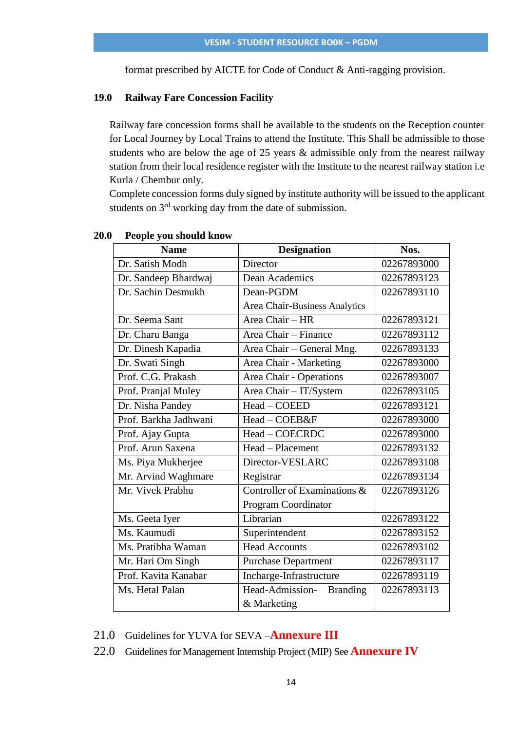format prescribed by AICTE for Code of Conduct & Anti-ragging provision.

## 19.0 Railway Fare Concession Facility

Railway fare concession forms shall be available to the students on the Reception counter for Local Journey by Local Trains to attend the Institute. This Shall be admissible to those students who are below the age of 25 years & admissible only from the nearest railway station from their local residence register with the Institute to the nearest railway station i.e Kurla / Chembur only.

Complete concession forms duly signed by institute authority will be issued to the applicant students on 3rd working day from the date of submission.

## 20.0 People you should know

| Name | Designation | Nos. |
|---|---|---|
| Dr. Satish Modh | Director | 02267893000 |
| Dr. Sandeep Bhardwaj | Dean Academics | 02267893123 |
| Dr. Sachin Desmukh | Dean-PGDM<br>Area Chair-Business Analytics | 02267893110 |
| Dr. Seema Sant | Area Chair – HR | 02267893121 |
| Dr. Charu Banga | Area Chair – Finance | 02267893112 |
| Dr. Dinesh Kapadia | Area Chair – General Mng. | 02267893133 |
| Dr. Swati Singh | Area Chair - Marketing | 02267893000 |
| Prof. C.G. Prakash | Area Chair - Operations | 02267893007 |
| Prof. Pranjal Muley | Area Chair – IT/System | 02267893105 |
| Dr. Nisha Pandey | Head – COEED | 02267893121 |
| Prof. Barkha Jadhwani | Head – COEB&F | 02267893000 |
| Prof. Ajay Gupta | Head – COECRDC | 02267893000 |
| Prof. Arun Saxena | Head – Placement | 02267893132 |
| Ms. Piya Mukherjee | Director-VESLARC | 02267893108 |
| Mr. Arvind Waghmare | Registrar | 02267893134 |
| Mr. Vivek Prabhu | Controller of Examinations & Program Coordinator | 02267893126 |
| Ms. Geeta Iyer | Librarian | 02267893122 |
| Ms. Kaumudi | Superintendent | 02267893152 |
| Ms. Pratibha Waman | Head Accounts | 02267893102 |
| Mr. Hari Om Singh | Purchase Department | 02267893117 |
| Prof. Kavita Kanabar | Incharge-Infrastructure | 02267893119 |
| Ms. Hetal Palan | Head-Admission- Branding & Marketing | 02267893113 |

## 21.0 Guidelines for YUVA for SEVA –**Annexure III**

## 22.0 Guidelines for Management Internship Project (MIP) See **Annexure IV**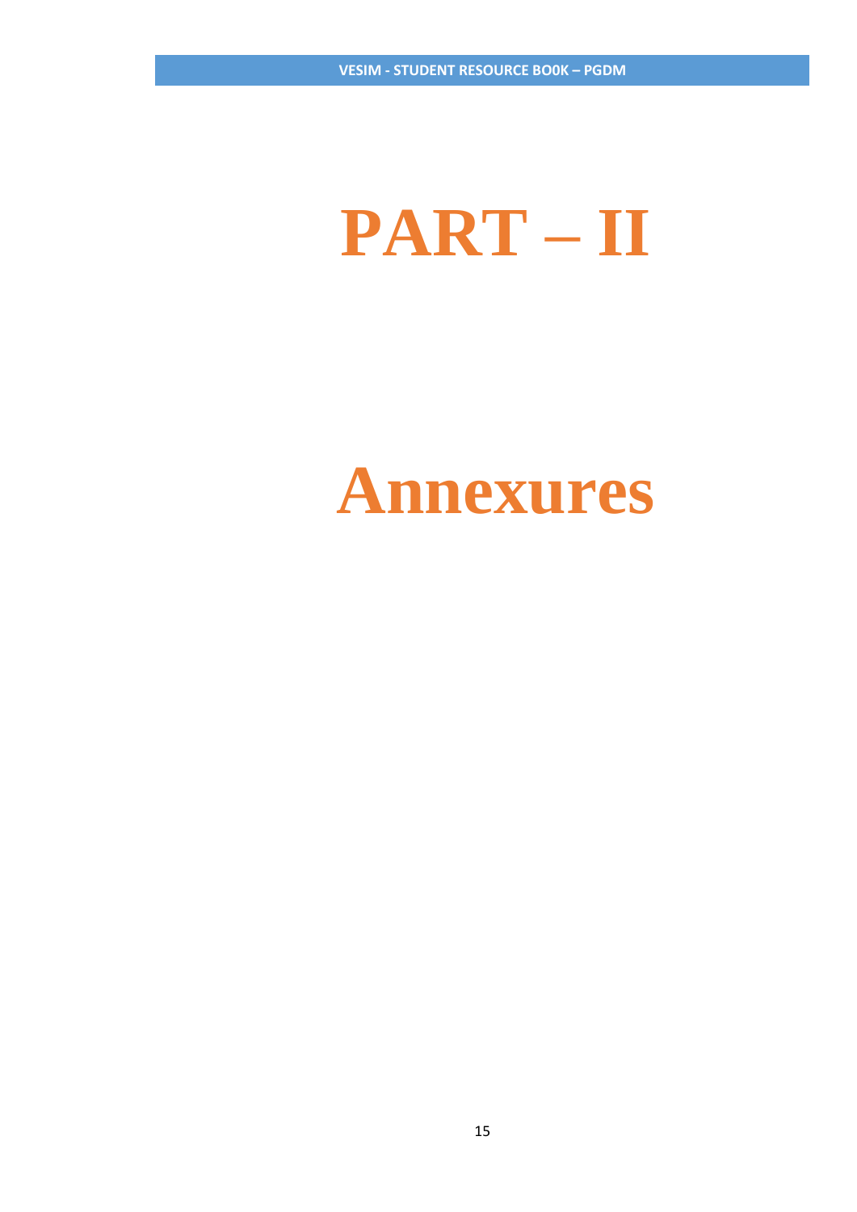# PART – II

# Annexures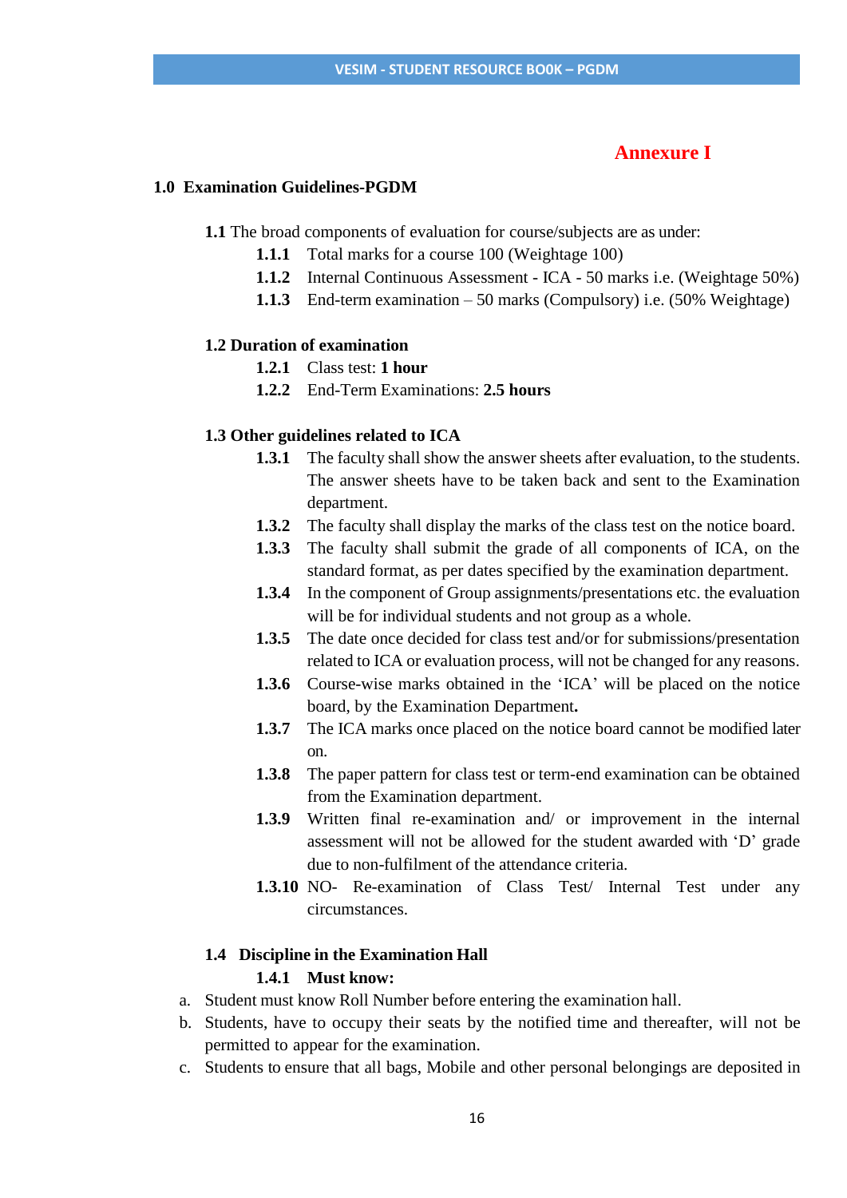# Annexure I

## 1.0 Examination Guidelines-PGDM

**1.1** The broad components of evaluation for course/subjects are as under:

- **1.1.1** Total marks for a course 100 (Weightage 100)
- **1.1.2** Internal Continuous Assessment - ICA - 50 marks i.e. (Weightage 50%)
- **1.1.3** End-term examination – 50 marks (Compulsory) i.e. (50% Weightage)

### 1.2 Duration of examination

- **1.2.1** Class test: **1 hour**
- **1.2.2** End-Term Examinations: **2.5 hours**

### 1.3 Other guidelines related to ICA

- **1.3.1** The faculty shall show the answer sheets after evaluation, to the students. The answer sheets have to be taken back and sent to the Examination department.
- **1.3.2** The faculty shall display the marks of the class test on the notice board.
- **1.3.3** The faculty shall submit the grade of all components of ICA, on the standard format, as per dates specified by the examination department.
- **1.3.4** In the component of Group assignments/presentations etc. the evaluation will be for individual students and not group as a whole.
- **1.3.5** The date once decided for class test and/or for submissions/presentation related to ICA or evaluation process, will not be changed for any reasons.
- **1.3.6** Course-wise marks obtained in the 'ICA' will be placed on the notice board, by the Examination Department**.**
- **1.3.7** The ICA marks once placed on the notice board cannot be modified later on.
- **1.3.8** The paper pattern for class test or term-end examination can be obtained from the Examination department.
- **1.3.9** Written final re-examination and/ or improvement in the internal assessment will not be allowed for the student awarded with 'D' grade due to non-fulfilment of the attendance criteria.
- **1.3.10** NO- Re-examination of Class Test/ Internal Test under any circumstances.

### 1.4 Discipline in the Examination Hall

**1.4.1 Must know:**

a. Student must know Roll Number before entering the examination hall.

b. Students, have to occupy their seats by the notified time and thereafter, will not be permitted to appear for the examination.

c. Students to ensure that all bags, Mobile and other personal belongings are deposited in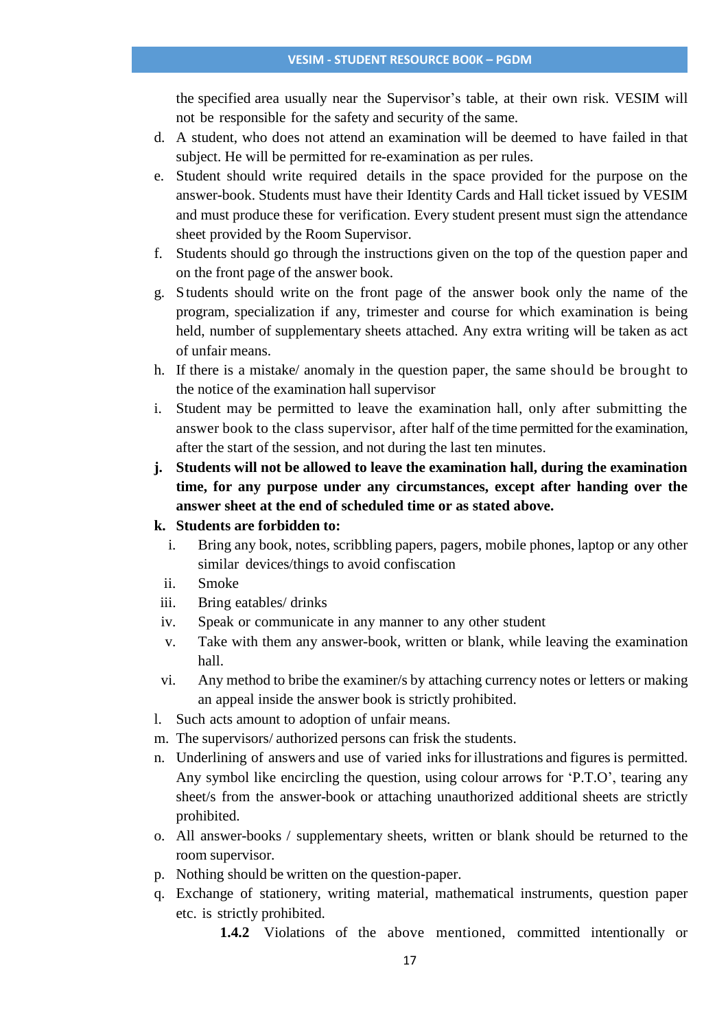the specified area usually near the Supervisor's table, at their own risk. VESIM will not be responsible for the safety and security of the same.

d. A student, who does not attend an examination will be deemed to have failed in that subject. He will be permitted for re-examination as per rules.
e. Student should write required details in the space provided for the purpose on the answer-book. Students must have their Identity Cards and Hall ticket issued by VESIM and must produce these for verification. Every student present must sign the attendance sheet provided by the Room Supervisor.
f. Students should go through the instructions given on the top of the question paper and on the front page of the answer book.
g. Students should write on the front page of the answer book only the name of the program, specialization if any, trimester and course for which examination is being held, number of supplementary sheets attached. Any extra writing will be taken as act of unfair means.
h. If there is a mistake/ anomaly in the question paper, the same should be brought to the notice of the examination hall supervisor
i. Student may be permitted to leave the examination hall, only after submitting the answer book to the class supervisor, after half of the time permitted for the examination, after the start of the session, and not during the last ten minutes.
j. **Students will not be allowed to leave the examination hall, during the examination time, for any purpose under any circumstances, except after handing over the answer sheet at the end of scheduled time or as stated above.**
k. **Students are forbidden to:**
    i. Bring any book, notes, scribbling papers, pagers, mobile phones, laptop or any other similar devices/things to avoid confiscation
    ii. Smoke
    iii. Bring eatables/ drinks
    iv. Speak or communicate in any manner to any other student
    v. Take with them any answer-book, written or blank, while leaving the examination hall.
    vi. Any method to bribe the examiner/s by attaching currency notes or letters or making an appeal inside the answer book is strictly prohibited.
l. Such acts amount to adoption of unfair means.
m. The supervisors/ authorized persons can frisk the students.
n. Underlining of answers and use of varied inks for illustrations and figures is permitted. Any symbol like encircling the question, using colour arrows for 'P.T.O', tearing any sheet/s from the answer-book or attaching unauthorized additional sheets are strictly prohibited.
o. All answer-books / supplementary sheets, written or blank should be returned to the room supervisor.
p. Nothing should be written on the question-paper.
q. Exchange of stationery, writing material, mathematical instruments, question paper etc. is strictly prohibited.

**1.4.2** Violations of the above mentioned, committed intentionally or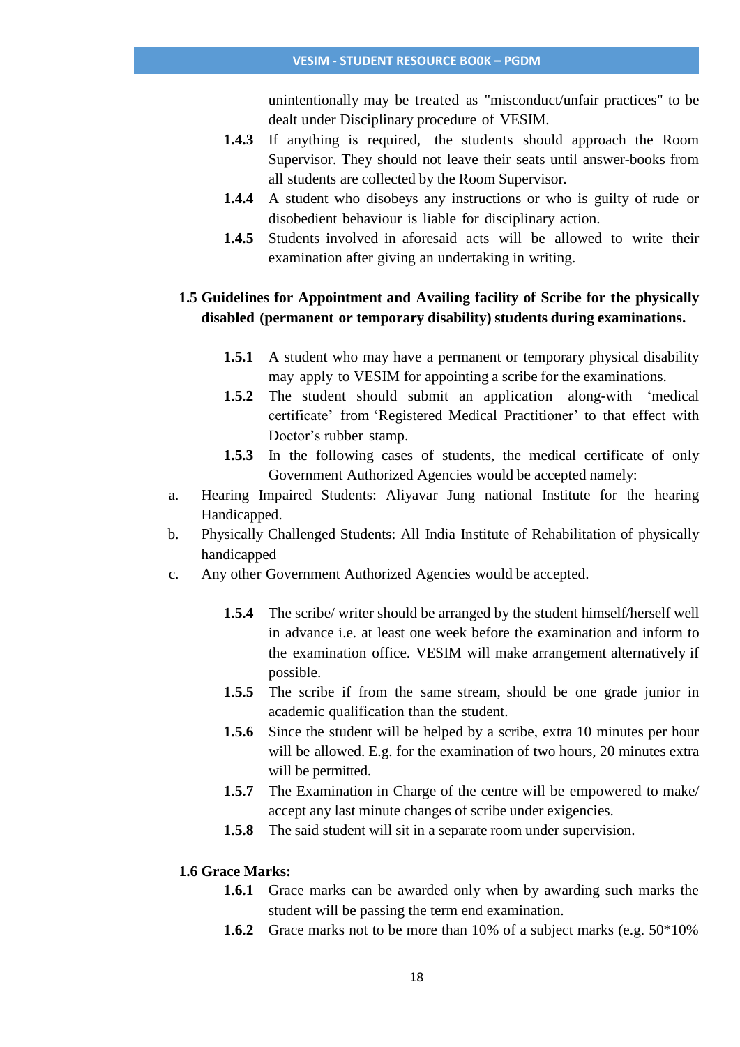unintentionally may be treated as "misconduct/unfair practices" to be dealt under Disciplinary procedure of VESIM.

**1.4.3** If anything is required, the students should approach the Room Supervisor. They should not leave their seats until answer-books from all students are collected by the Room Supervisor.

**1.4.4** A student who disobeys any instructions or who is guilty of rude or disobedient behaviour is liable for disciplinary action.

**1.4.5** Students involved in aforesaid acts will be allowed to write their examination after giving an undertaking in writing.

### 1.5 Guidelines for Appointment and Availing facility of Scribe for the physically disabled (permanent or temporary disability) students during examinations.

**1.5.1** A student who may have a permanent or temporary physical disability may apply to VESIM for appointing a scribe for the examinations.

**1.5.2** The student should submit an application along-with 'medical certificate' from 'Registered Medical Practitioner' to that effect with Doctor's rubber stamp.

**1.5.3** In the following cases of students, the medical certificate of only Government Authorized Agencies would be accepted namely:

a. Hearing Impaired Students: Aliyavar Jung national Institute for the hearing Handicapped.

b. Physically Challenged Students: All India Institute of Rehabilitation of physically handicapped

c. Any other Government Authorized Agencies would be accepted.

**1.5.4** The scribe/ writer should be arranged by the student himself/herself well in advance i.e. at least one week before the examination and inform to the examination office. VESIM will make arrangement alternatively if possible.

**1.5.5** The scribe if from the same stream, should be one grade junior in academic qualification than the student.

**1.5.6** Since the student will be helped by a scribe, extra 10 minutes per hour will be allowed. E.g. for the examination of two hours, 20 minutes extra will be permitted.

**1.5.7** The Examination in Charge of the centre will be empowered to make/ accept any last minute changes of scribe under exigencies.

**1.5.8** The said student will sit in a separate room under supervision.

### 1.6 Grace Marks:

**1.6.1** Grace marks can be awarded only when by awarding such marks the student will be passing the term end examination.

**1.6.2** Grace marks not to be more than 10% of a subject marks (e.g. 50*10%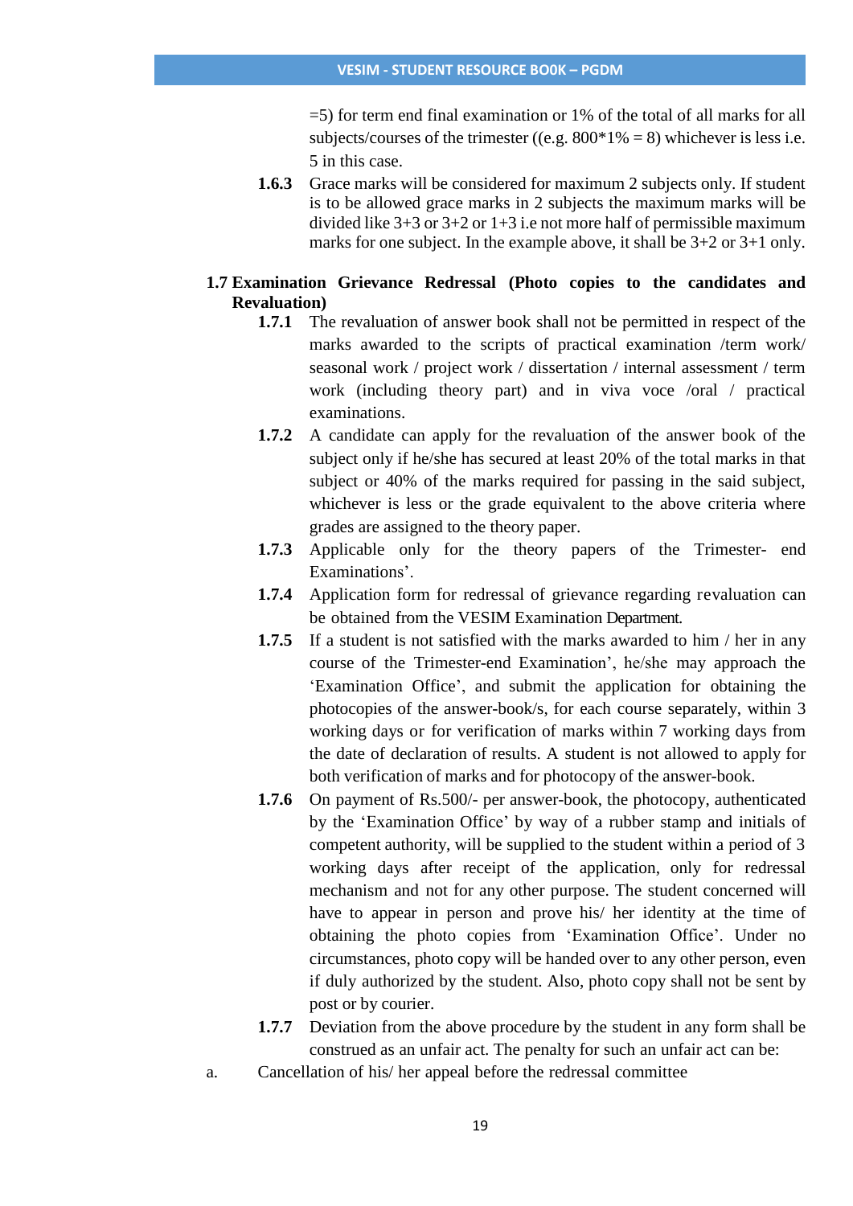=5) for term end final examination or 1% of the total of all marks for all subjects/courses of the trimester ((e.g. 800*1% = 8) whichever is less i.e. 5 in this case.

**1.6.3** Grace marks will be considered for maximum 2 subjects only. If student is to be allowed grace marks in 2 subjects the maximum marks will be divided like 3+3 or 3+2 or 1+3 i.e not more half of permissible maximum marks for one subject. In the example above, it shall be 3+2 or 3+1 only.

## 1.7 Examination Grievance Redressal (Photo copies to the candidates and Revaluation)

**1.7.1** The revaluation of answer book shall not be permitted in respect of the marks awarded to the scripts of practical examination /term work/ seasonal work / project work / dissertation / internal assessment / term work (including theory part) and in viva voce /oral / practical examinations.

**1.7.2** A candidate can apply for the revaluation of the answer book of the subject only if he/she has secured at least 20% of the total marks in that subject or 40% of the marks required for passing in the said subject, whichever is less or the grade equivalent to the above criteria where grades are assigned to the theory paper.

**1.7.3** Applicable only for the theory papers of the Trimester- end Examinations'.

**1.7.4** Application form for redressal of grievance regarding revaluation can be obtained from the VESIM Examination Department.

**1.7.5** If a student is not satisfied with the marks awarded to him / her in any course of the Trimester-end Examination', he/she may approach the 'Examination Office', and submit the application for obtaining the photocopies of the answer-book/s, for each course separately, within 3 working days or for verification of marks within 7 working days from the date of declaration of results. A student is not allowed to apply for both verification of marks and for photocopy of the answer-book.

**1.7.6** On payment of Rs.500/- per answer-book, the photocopy, authenticated by the 'Examination Office' by way of a rubber stamp and initials of competent authority, will be supplied to the student within a period of 3 working days after receipt of the application, only for redressal mechanism and not for any other purpose. The student concerned will have to appear in person and prove his/ her identity at the time of obtaining the photo copies from 'Examination Office'. Under no circumstances, photo copy will be handed over to any other person, even if duly authorized by the student. Also, photo copy shall not be sent by post or by courier.

**1.7.7** Deviation from the above procedure by the student in any form shall be construed as an unfair act. The penalty for such an unfair act can be:

a. Cancellation of his/ her appeal before the redressal committee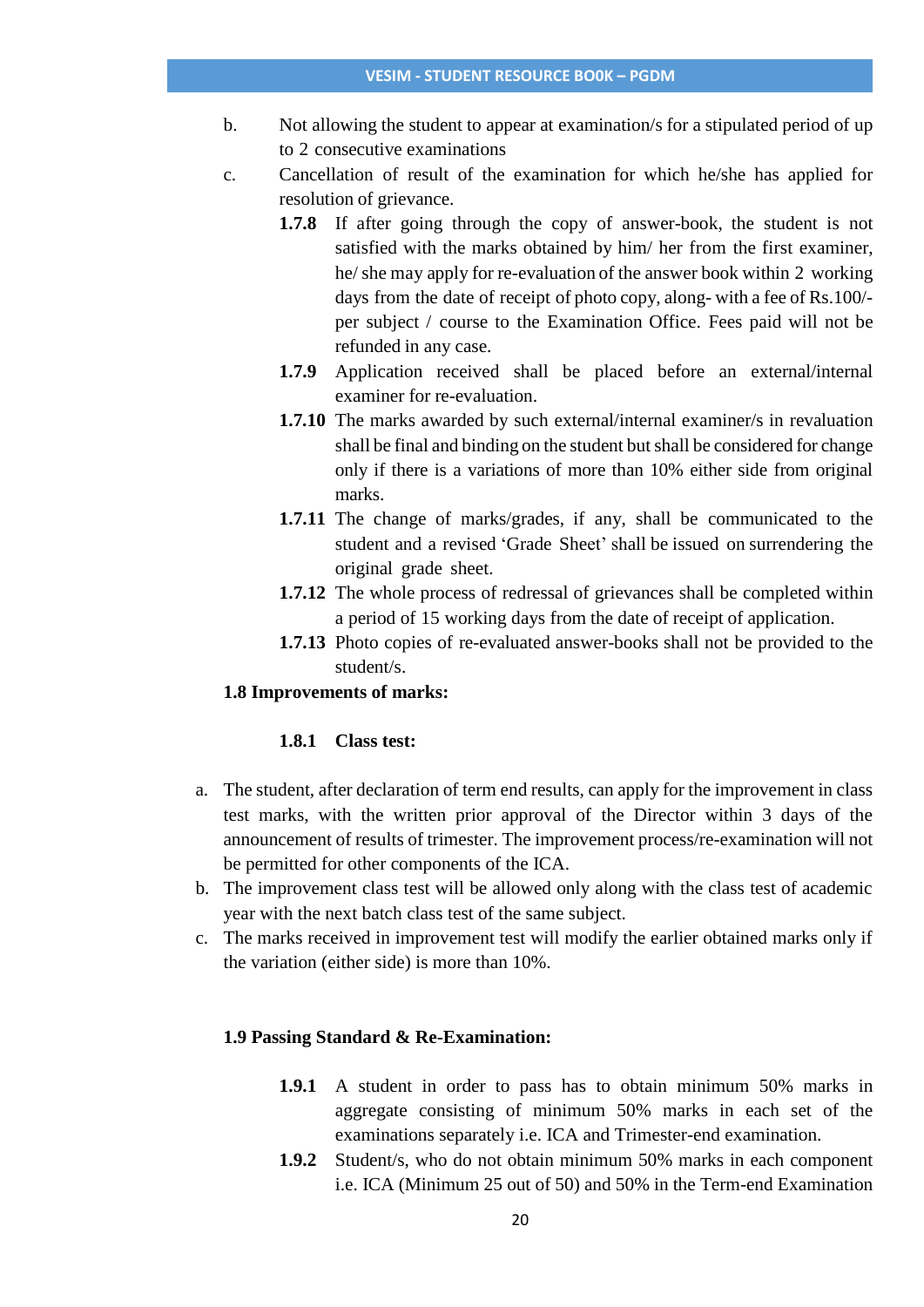b. Not allowing the student to appear at examination/s for a stipulated period of up to 2 consecutive examinations

c. Cancellation of result of the examination for which he/she has applied for resolution of grievance.

**1.7.8** If after going through the copy of answer-book, the student is not satisfied with the marks obtained by him/ her from the first examiner, he/ she may apply for re-evaluation of the answer book within 2 working days from the date of receipt of photo copy, along- with a fee of Rs.100/- per subject / course to the Examination Office. Fees paid will not be refunded in any case.

**1.7.9** Application received shall be placed before an external/internal examiner for re-evaluation.

**1.7.10** The marks awarded by such external/internal examiner/s in revaluation shall be final and binding on the student but shall be considered for change only if there is a variations of more than 10% either side from original marks.

**1.7.11** The change of marks/grades, if any, shall be communicated to the student and a revised 'Grade Sheet' shall be issued on surrendering the original grade sheet.

**1.7.12** The whole process of redressal of grievances shall be completed within a period of 15 working days from the date of receipt of application.

**1.7.13** Photo copies of re-evaluated answer-books shall not be provided to the student/s.

### 1.8 Improvements of marks:

#### 1.8.1 Class test:

a. The student, after declaration of term end results, can apply for the improvement in class test marks, with the written prior approval of the Director within 3 days of the announcement of results of trimester. The improvement process/re-examination will not be permitted for other components of the ICA.

b. The improvement class test will be allowed only along with the class test of academic year with the next batch class test of the same subject.

c. The marks received in improvement test will modify the earlier obtained marks only if the variation (either side) is more than 10%.

### 1.9 Passing Standard & Re-Examination:

**1.9.1** A student in order to pass has to obtain minimum 50% marks in aggregate consisting of minimum 50% marks in each set of the examinations separately i.e. ICA and Trimester-end examination.

**1.9.2** Student/s, who do not obtain minimum 50% marks in each component i.e. ICA (Minimum 25 out of 50) and 50% in the Term-end Examination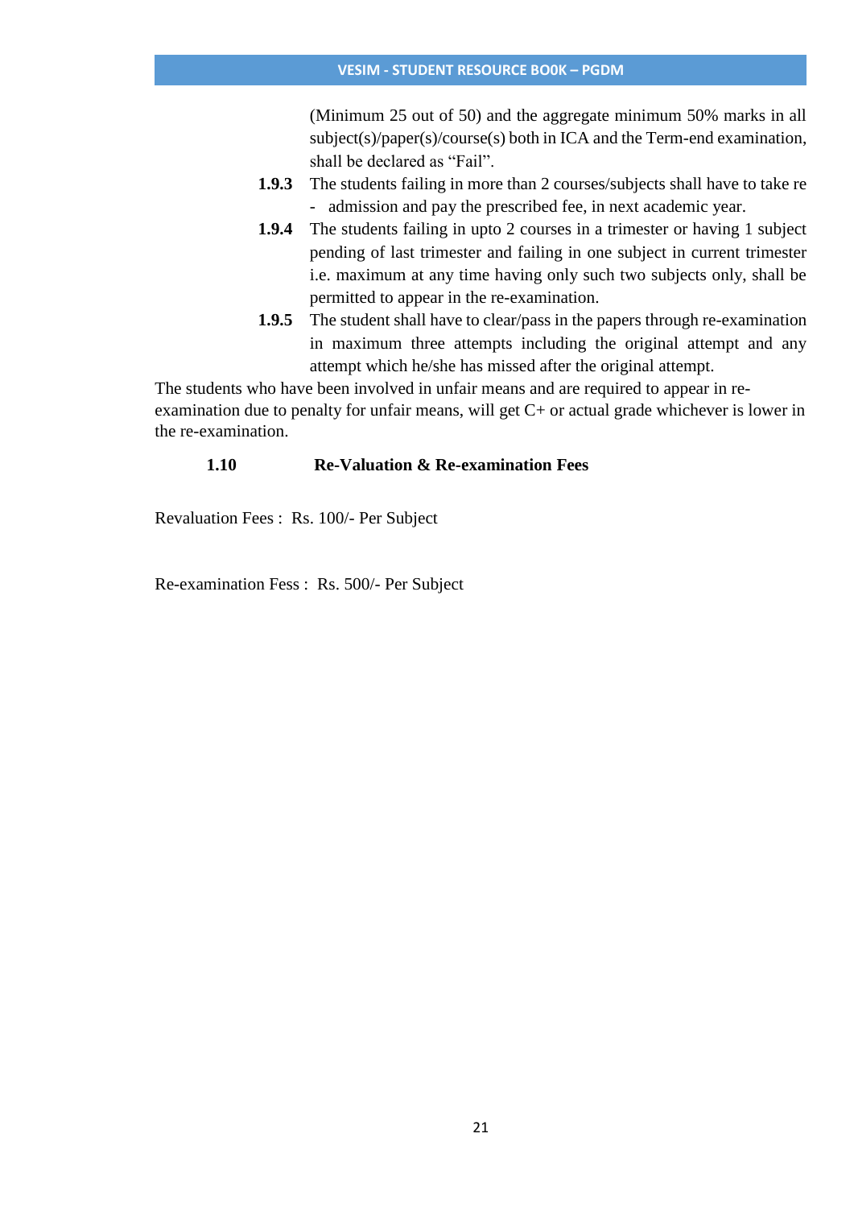(Minimum 25 out of 50) and the aggregate minimum 50% marks in all subject(s)/paper(s)/course(s) both in ICA and the Term-end examination, shall be declared as "Fail".

**1.9.3** The students failing in more than 2 courses/subjects shall have to take re - admission and pay the prescribed fee, in next academic year.

**1.9.4** The students failing in upto 2 courses in a trimester or having 1 subject pending of last trimester and failing in one subject in current trimester i.e. maximum at any time having only such two subjects only, shall be permitted to appear in the re-examination.

**1.9.5** The student shall have to clear/pass in the papers through re-examination in maximum three attempts including the original attempt and any attempt which he/she has missed after the original attempt.

The students who have been involved in unfair means and are required to appear in re-examination due to penalty for unfair means, will get C+ or actual grade whichever is lower in the re-examination.

## 1.10 Re-Valuation & Re-examination Fees

Revaluation Fees : Rs. 100/- Per Subject

Re-examination Fess : Rs. 500/- Per Subject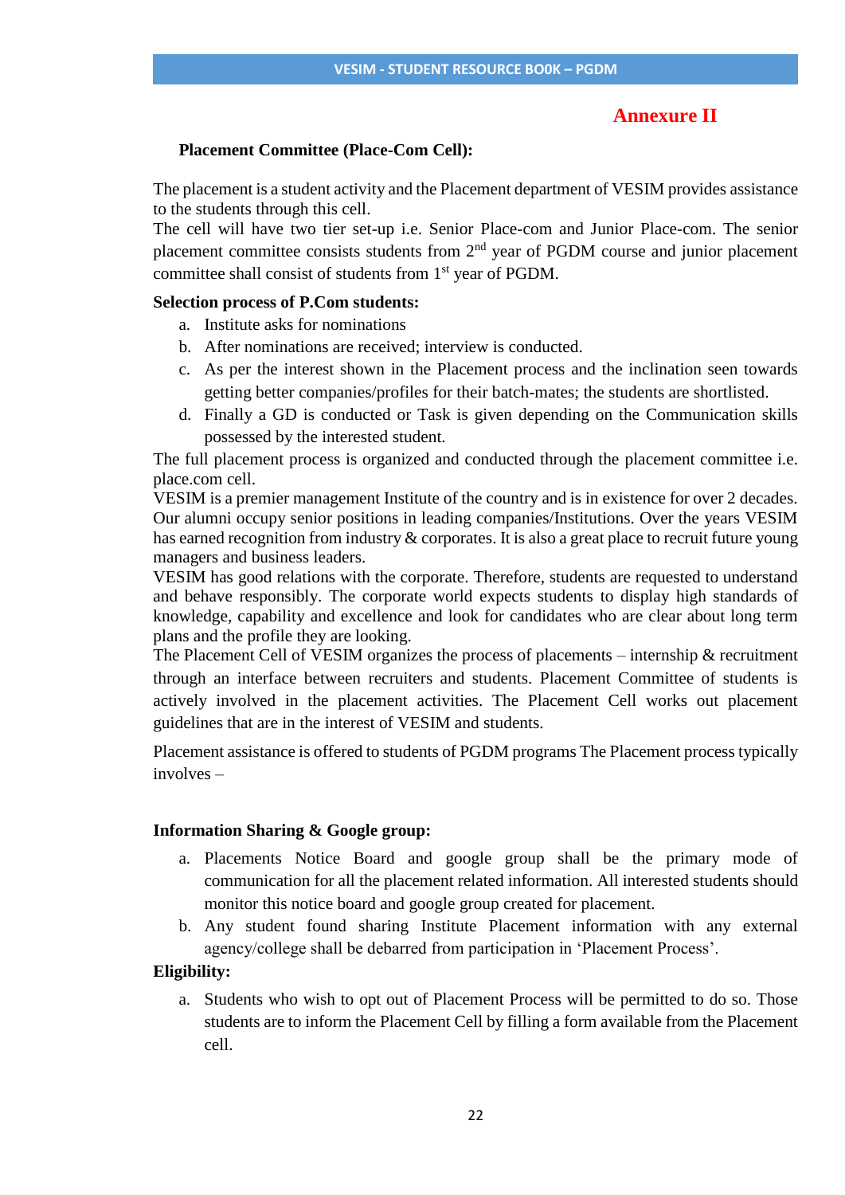**Annexure II**

**Placement Committee (Place-Com Cell):**

The placement is a student activity and the Placement department of VESIM provides assistance to the students through this cell.
The cell will have two tier set-up i.e. Senior Place-com and Junior Place-com. The senior placement committee consists students from 2nd year of PGDM course and junior placement committee shall consist of students from 1st year of PGDM.

**Selection process of P.Com students:**

a. Institute asks for nominations
b. After nominations are received; interview is conducted.
c. As per the interest shown in the Placement process and the inclination seen towards getting better companies/profiles for their batch-mates; the students are shortlisted.
d. Finally a GD is conducted or Task is given depending on the Communication skills possessed by the interested student.

The full placement process is organized and conducted through the placement committee i.e. place.com cell.
VESIM is a premier management Institute of the country and is in existence for over 2 decades. Our alumni occupy senior positions in leading companies/Institutions. Over the years VESIM has earned recognition from industry & corporates. It is also a great place to recruit future young managers and business leaders.
VESIM has good relations with the corporate. Therefore, students are requested to understand and behave responsibly. The corporate world expects students to display high standards of knowledge, capability and excellence and look for candidates who are clear about long term plans and the profile they are looking.
The Placement Cell of VESIM organizes the process of placements – internship & recruitment through an interface between recruiters and students. Placement Committee of students is actively involved in the placement activities. The Placement Cell works out placement guidelines that are in the interest of VESIM and students.

Placement assistance is offered to students of PGDM programs The Placement process typically involves –

**Information Sharing & Google group:**

a. Placements Notice Board and google group shall be the primary mode of communication for all the placement related information. All interested students should monitor this notice board and google group created for placement.
b. Any student found sharing Institute Placement information with any external agency/college shall be debarred from participation in 'Placement Process'.

**Eligibility:**

a. Students who wish to opt out of Placement Process will be permitted to do so. Those students are to inform the Placement Cell by filling a form available from the Placement cell.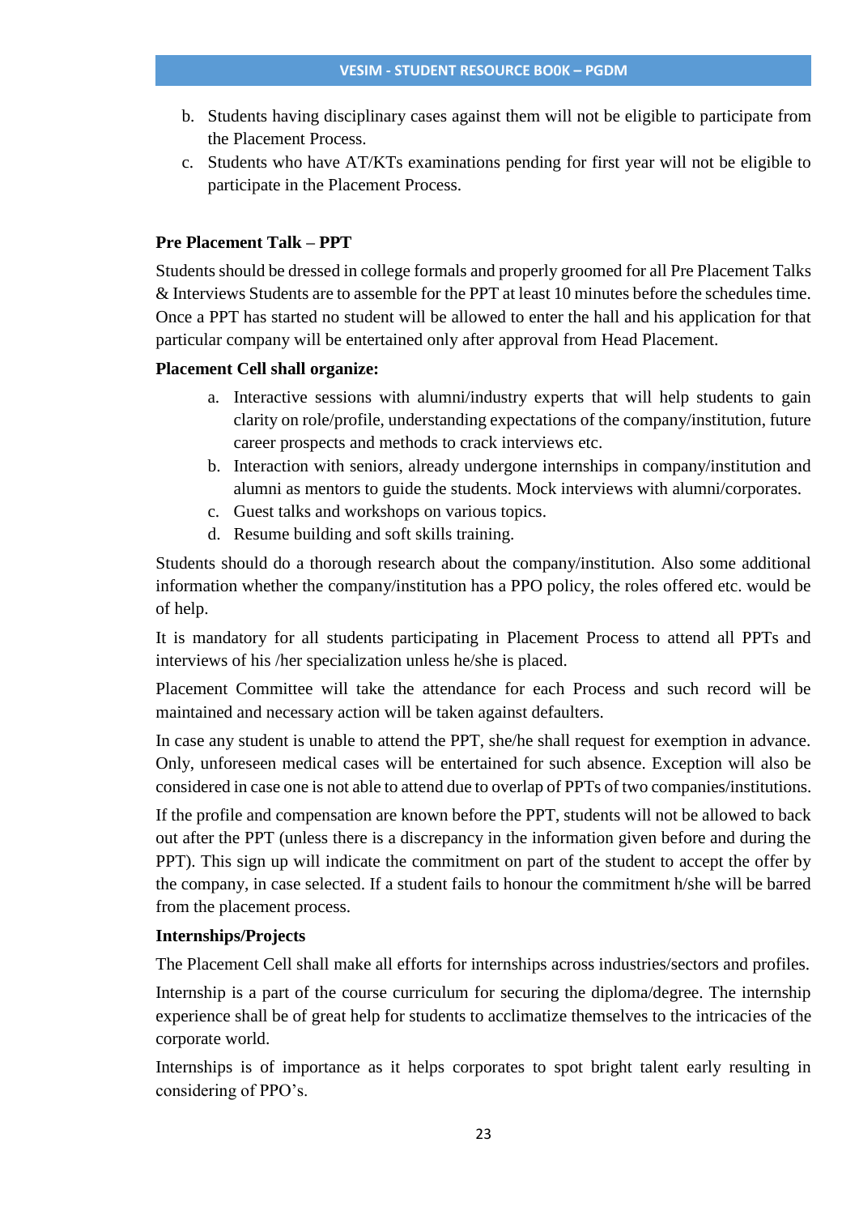b. Students having disciplinary cases against them will not be eligible to participate from the Placement Process.
c. Students who have AT/KTs examinations pending for first year will not be eligible to participate in the Placement Process.

**Pre Placement Talk – PPT**

Students should be dressed in college formals and properly groomed for all Pre Placement Talks & Interviews Students are to assemble for the PPT at least 10 minutes before the schedules time. Once a PPT has started no student will be allowed to enter the hall and his application for that particular company will be entertained only after approval from Head Placement.

**Placement Cell shall organize:**

a. Interactive sessions with alumni/industry experts that will help students to gain clarity on role/profile, understanding expectations of the company/institution, future career prospects and methods to crack interviews etc.
b. Interaction with seniors, already undergone internships in company/institution and alumni as mentors to guide the students. Mock interviews with alumni/corporates.
c. Guest talks and workshops on various topics.
d. Resume building and soft skills training.

Students should do a thorough research about the company/institution. Also some additional information whether the company/institution has a PPO policy, the roles offered etc. would be of help.

It is mandatory for all students participating in Placement Process to attend all PPTs and interviews of his /her specialization unless he/she is placed.

Placement Committee will take the attendance for each Process and such record will be maintained and necessary action will be taken against defaulters.

In case any student is unable to attend the PPT, she/he shall request for exemption in advance. Only, unforeseen medical cases will be entertained for such absence. Exception will also be considered in case one is not able to attend due to overlap of PPTs of two companies/institutions.

If the profile and compensation are known before the PPT, students will not be allowed to back out after the PPT (unless there is a discrepancy in the information given before and during the PPT). This sign up will indicate the commitment on part of the student to accept the offer by the company, in case selected. If a student fails to honour the commitment h/she will be barred from the placement process.

**Internships/Projects**

The Placement Cell shall make all efforts for internships across industries/sectors and profiles.

Internship is a part of the course curriculum for securing the diploma/degree. The internship experience shall be of great help for students to acclimatize themselves to the intricacies of the corporate world.

Internships is of importance as it helps corporates to spot bright talent early resulting in considering of PPO's.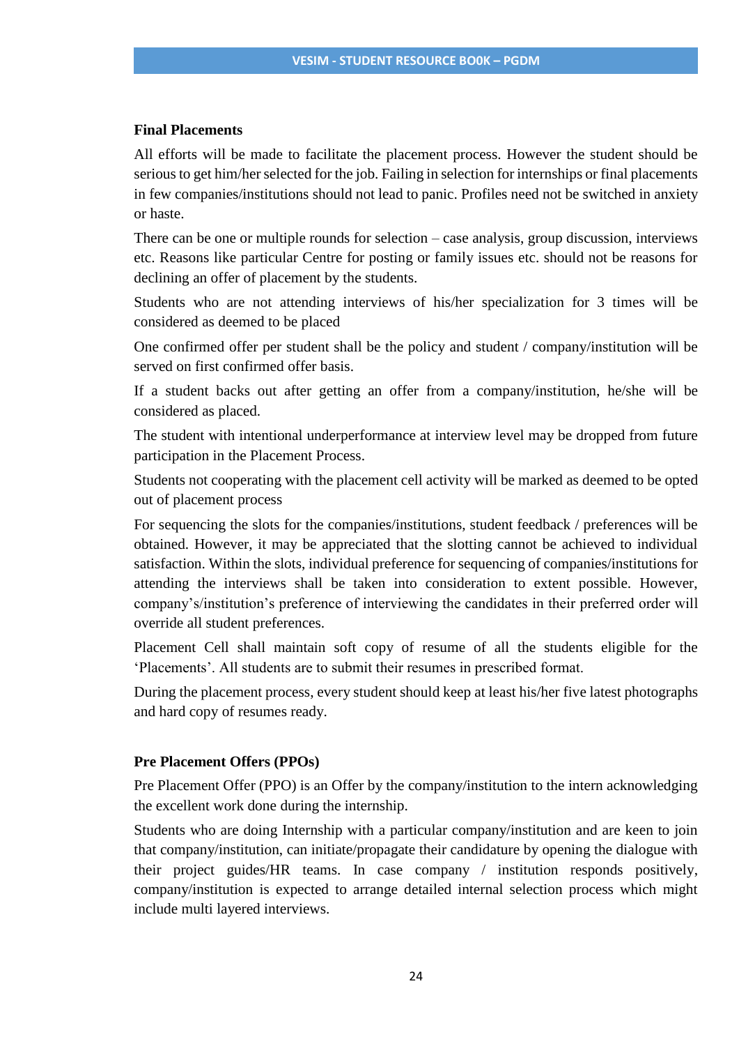**Final Placements**

All efforts will be made to facilitate the placement process. However the student should be serious to get him/her selected for the job. Failing in selection for internships or final placements in few companies/institutions should not lead to panic. Profiles need not be switched in anxiety or haste.

There can be one or multiple rounds for selection – case analysis, group discussion, interviews etc. Reasons like particular Centre for posting or family issues etc. should not be reasons for declining an offer of placement by the students.

Students who are not attending interviews of his/her specialization for 3 times will be considered as deemed to be placed

One confirmed offer per student shall be the policy and student / company/institution will be served on first confirmed offer basis.

If a student backs out after getting an offer from a company/institution, he/she will be considered as placed.

The student with intentional underperformance at interview level may be dropped from future participation in the Placement Process.

Students not cooperating with the placement cell activity will be marked as deemed to be opted out of placement process

For sequencing the slots for the companies/institutions, student feedback / preferences will be obtained. However, it may be appreciated that the slotting cannot be achieved to individual satisfaction. Within the slots, individual preference for sequencing of companies/institutions for attending the interviews shall be taken into consideration to extent possible. However, company's/institution's preference of interviewing the candidates in their preferred order will override all student preferences.

Placement Cell shall maintain soft copy of resume of all the students eligible for the 'Placements'. All students are to submit their resumes in prescribed format.

During the placement process, every student should keep at least his/her five latest photographs and hard copy of resumes ready.

**Pre Placement Offers (PPOs)**

Pre Placement Offer (PPO) is an Offer by the company/institution to the intern acknowledging the excellent work done during the internship.

Students who are doing Internship with a particular company/institution and are keen to join that company/institution, can initiate/propagate their candidature by opening the dialogue with their project guides/HR teams. In case company / institution responds positively, company/institution is expected to arrange detailed internal selection process which might include multi layered interviews.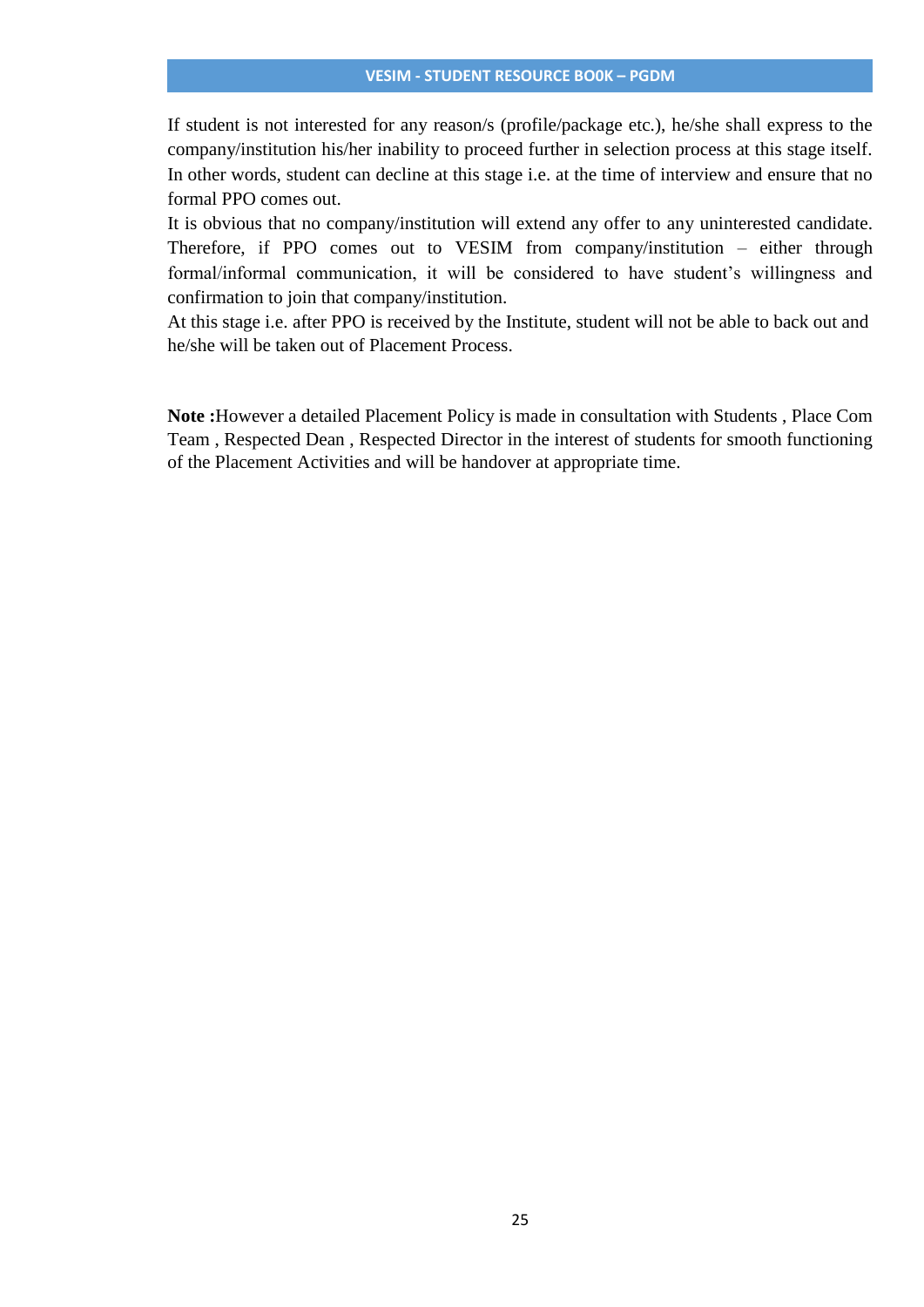If student is not interested for any reason/s (profile/package etc.), he/she shall express to the company/institution his/her inability to proceed further in selection process at this stage itself. In other words, student can decline at this stage i.e. at the time of interview and ensure that no formal PPO comes out.

It is obvious that no company/institution will extend any offer to any uninterested candidate. Therefore, if PPO comes out to VESIM from company/institution – either through formal/informal communication, it will be considered to have student's willingness and confirmation to join that company/institution.

At this stage i.e. after PPO is received by the Institute, student will not be able to back out and he/she will be taken out of Placement Process.

**Note :**However a detailed Placement Policy is made in consultation with Students , Place Com Team , Respected Dean , Respected Director in the interest of students for smooth functioning of the Placement Activities and will be handover at appropriate time.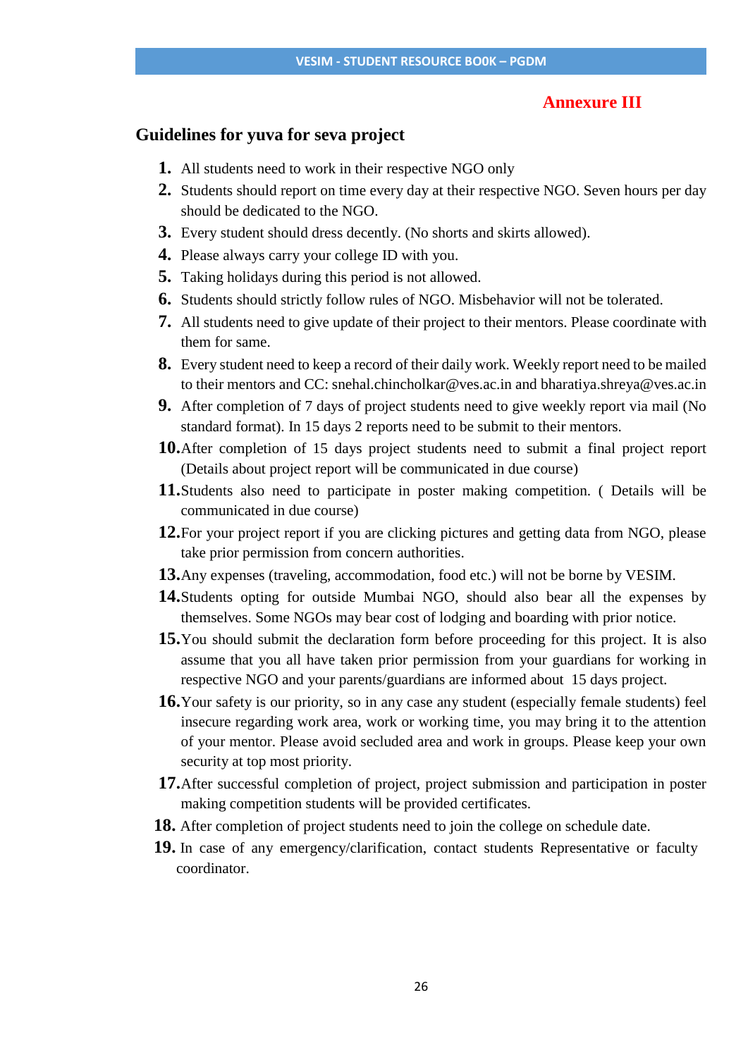**Annexure III**

## Guidelines for yuva for seva project

1. All students need to work in their respective NGO only
2. Students should report on time every day at their respective NGO. Seven hours per day should be dedicated to the NGO.
3. Every student should dress decently. (No shorts and skirts allowed).
4. Please always carry your college ID with you.
5. Taking holidays during this period is not allowed.
6. Students should strictly follow rules of NGO. Misbehavior will not be tolerated.
7. All students need to give update of their project to their mentors. Please coordinate with them for same.
8. Every student need to keep a record of their daily work. Weekly report need to be mailed to their mentors and CC: snehal.chincholkar@ves.ac.in and bharatiya.shreya@ves.ac.in
9. After completion of 7 days of project students need to give weekly report via mail (No standard format). In 15 days 2 reports need to be submit to their mentors.
10. After completion of 15 days project students need to submit a final project report (Details about project report will be communicated in due course)
11. Students also need to participate in poster making competition. ( Details will be communicated in due course)
12. For your project report if you are clicking pictures and getting data from NGO, please take prior permission from concern authorities.
13. Any expenses (traveling, accommodation, food etc.) will not be borne by VESIM.
14. Students opting for outside Mumbai NGO, should also bear all the expenses by themselves. Some NGOs may bear cost of lodging and boarding with prior notice.
15. You should submit the declaration form before proceeding for this project. It is also assume that you all have taken prior permission from your guardians for working in respective NGO and your parents/guardians are informed about 15 days project.
16. Your safety is our priority, so in any case any student (especially female students) feel insecure regarding work area, work or working time, you may bring it to the attention of your mentor. Please avoid secluded area and work in groups. Please keep your own security at top most priority.
17. After successful completion of project, project submission and participation in poster making competition students will be provided certificates.
18. After completion of project students need to join the college on schedule date.
19. In case of any emergency/clarification, contact students Representative or faculty coordinator.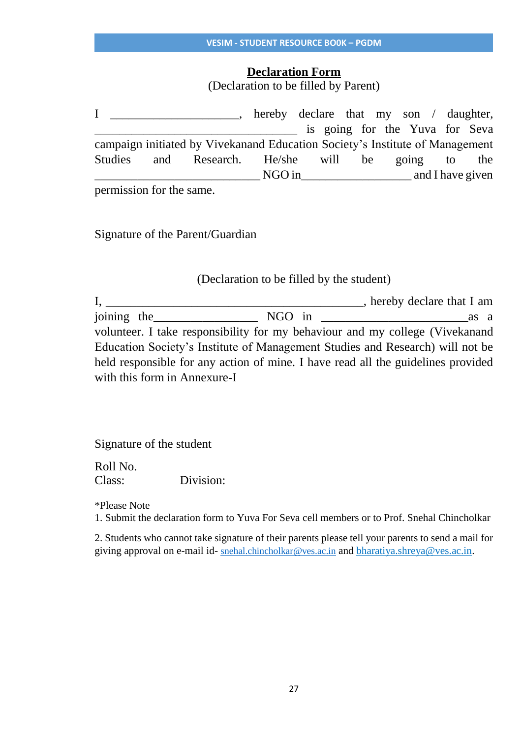## Declaration Form

(Declaration to be filled by Parent)

I ____________________, hereby declare that my son / daughter, ________________________________ is going for the Yuva for Seva campaign initiated by Vivekanand Education Society's Institute of Management Studies and Research. He/she will be going to the __________________________ NGO in_________________ and I have given permission for the same.

Signature of the Parent/Guardian

(Declaration to be filled by the student)

I, ________________________________________, hereby declare that I am joining the________________ NGO in _______________________as a volunteer. I take responsibility for my behaviour and my college (Vivekanand Education Society's Institute of Management Studies and Research) will not be held responsible for any action of mine. I have read all the guidelines provided with this form in Annexure-I

Signature of the student

Roll No.
Class: Division:

*Please Note

1. Submit the declaration form to Yuva For Seva cell members or to Prof. Snehal Chincholkar

2. Students who cannot take signature of their parents please tell your parents to send a mail for giving approval on e-mail id- snehal.chincholkar@ves.ac.in and bharatiya.shreya@ves.ac.in.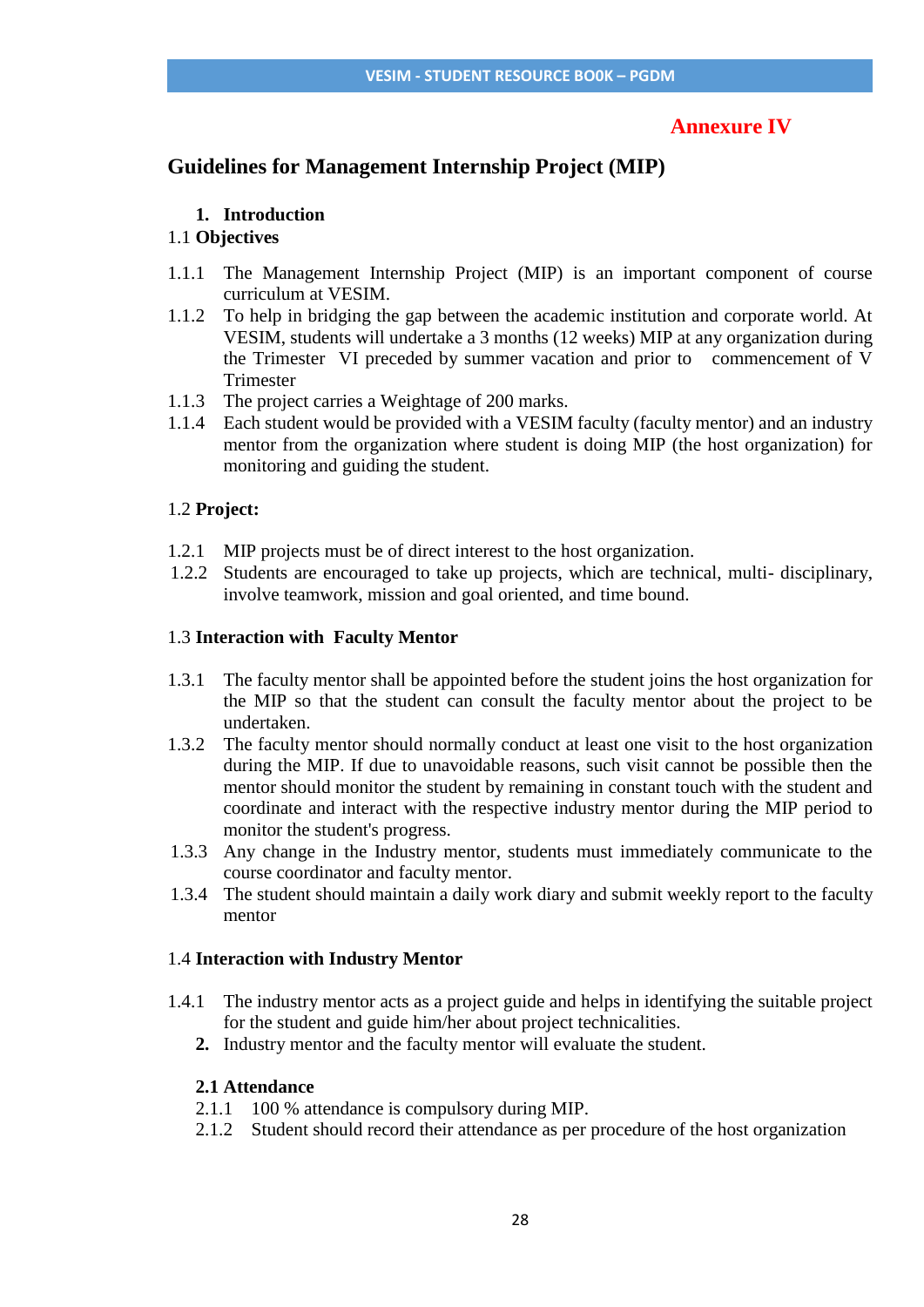**Annexure IV**

## Guidelines for Management Internship Project (MIP)

**1. Introduction**

1.1 **Objectives**

1.1.1 The Management Internship Project (MIP) is an important component of course curriculum at VESIM.

1.1.2 To help in bridging the gap between the academic institution and corporate world. At VESIM, students will undertake a 3 months (12 weeks) MIP at any organization during the Trimester VI preceded by summer vacation and prior to commencement of V Trimester

1.1.3 The project carries a Weightage of 200 marks.

1.1.4 Each student would be provided with a VESIM faculty (faculty mentor) and an industry mentor from the organization where student is doing MIP (the host organization) for monitoring and guiding the student.

1.2 **Project:**

1.2.1 MIP projects must be of direct interest to the host organization.

1.2.2 Students are encouraged to take up projects, which are technical, multi- disciplinary, involve teamwork, mission and goal oriented, and time bound.

1.3 **Interaction with Faculty Mentor**

1.3.1 The faculty mentor shall be appointed before the student joins the host organization for the MIP so that the student can consult the faculty mentor about the project to be undertaken.

1.3.2 The faculty mentor should normally conduct at least one visit to the host organization during the MIP. If due to unavoidable reasons, such visit cannot be possible then the mentor should monitor the student by remaining in constant touch with the student and coordinate and interact with the respective industry mentor during the MIP period to monitor the student's progress.

1.3.3 Any change in the Industry mentor, students must immediately communicate to the course coordinator and faculty mentor.

1.3.4 The student should maintain a daily work diary and submit weekly report to the faculty mentor

1.4 **Interaction with Industry Mentor**

1.4.1 The industry mentor acts as a project guide and helps in identifying the suitable project for the student and guide him/her about project technicalities.

**2.** Industry mentor and the faculty mentor will evaluate the student.

**2.1 Attendance**

2.1.1 100 % attendance is compulsory during MIP.

2.1.2 Student should record their attendance as per procedure of the host organization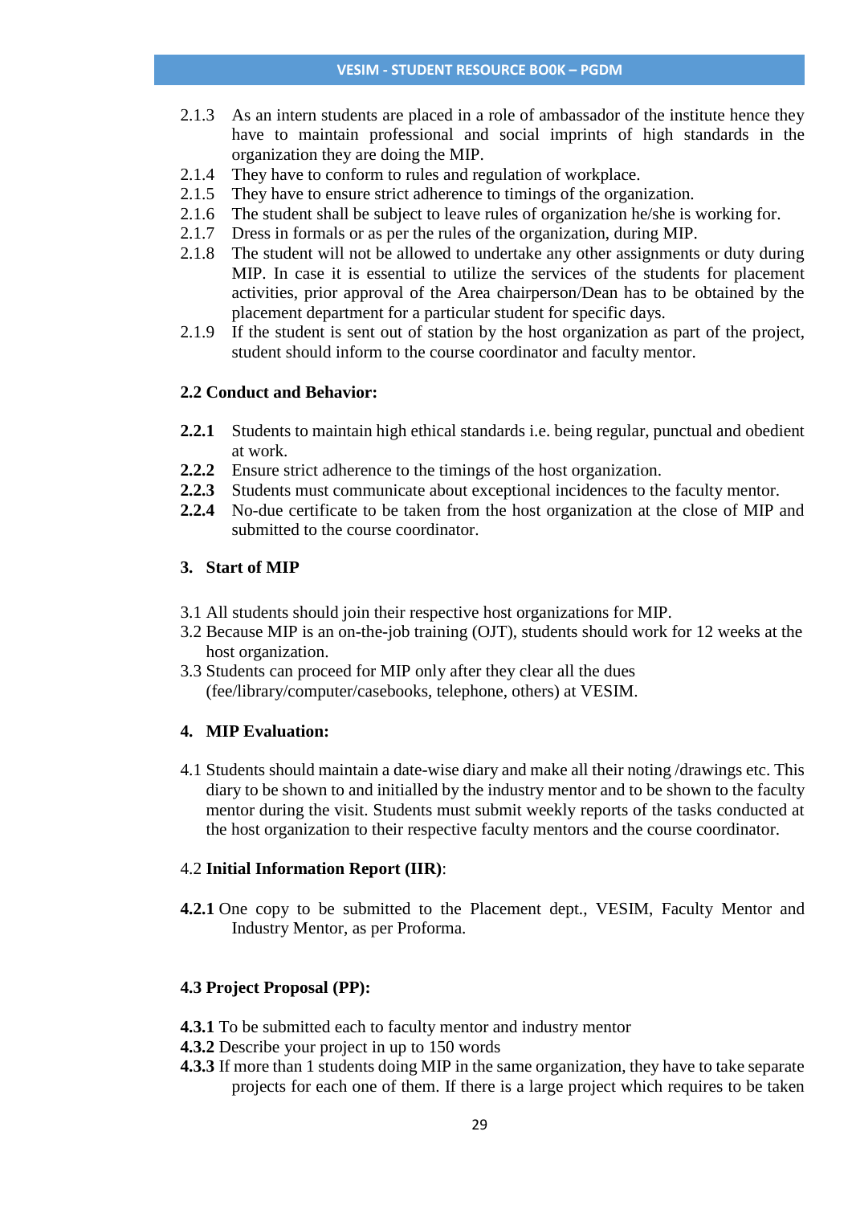2.1.3 As an intern students are placed in a role of ambassador of the institute hence they have to maintain professional and social imprints of high standards in the organization they are doing the MIP.

2.1.4 They have to conform to rules and regulation of workplace.

2.1.5 They have to ensure strict adherence to timings of the organization.

2.1.6 The student shall be subject to leave rules of organization he/she is working for.

2.1.7 Dress in formals or as per the rules of the organization, during MIP.

2.1.8 The student will not be allowed to undertake any other assignments or duty during MIP. In case it is essential to utilize the services of the students for placement activities, prior approval of the Area chairperson/Dean has to be obtained by the placement department for a particular student for specific days.

2.1.9 If the student is sent out of station by the host organization as part of the project, student should inform to the course coordinator and faculty mentor.

### 2.2 Conduct and Behavior:

**2.2.1** Students to maintain high ethical standards i.e. being regular, punctual and obedient at work.

**2.2.2** Ensure strict adherence to the timings of the host organization.

**2.2.3** Students must communicate about exceptional incidences to the faculty mentor.

**2.2.4** No-due certificate to be taken from the host organization at the close of MIP and submitted to the course coordinator.

## 3. Start of MIP

3.1 All students should join their respective host organizations for MIP.

3.2 Because MIP is an on-the-job training (OJT), students should work for 12 weeks at the host organization.

3.3 Students can proceed for MIP only after they clear all the dues (fee/library/computer/casebooks, telephone, others) at VESIM.

## 4. MIP Evaluation:

4.1 Students should maintain a date-wise diary and make all their noting /drawings etc. This diary to be shown to and initialled by the industry mentor and to be shown to the faculty mentor during the visit. Students must submit weekly reports of the tasks conducted at the host organization to their respective faculty mentors and the course coordinator.

4.2 **Initial Information Report (IIR)**:

**4.2.1** One copy to be submitted to the Placement dept., VESIM, Faculty Mentor and Industry Mentor, as per Proforma.

### 4.3 Project Proposal (PP):

**4.3.1** To be submitted each to faculty mentor and industry mentor

**4.3.2** Describe your project in up to 150 words

**4.3.3** If more than 1 students doing MIP in the same organization, they have to take separate projects for each one of them. If there is a large project which requires to be taken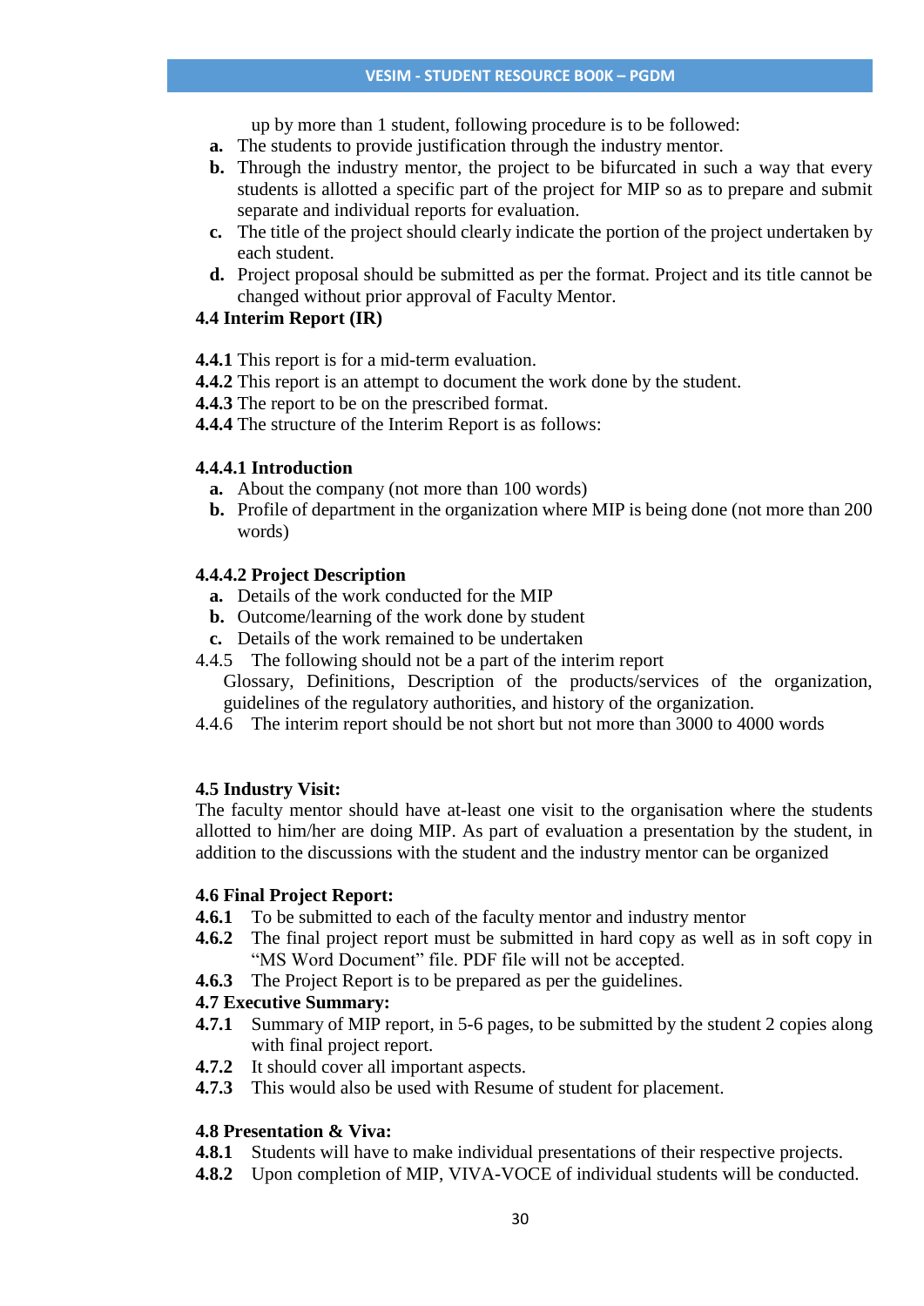up by more than 1 student, following procedure is to be followed:

- **a.** The students to provide justification through the industry mentor.
- **b.** Through the industry mentor, the project to be bifurcated in such a way that every students is allotted a specific part of the project for MIP so as to prepare and submit separate and individual reports for evaluation.
- **c.** The title of the project should clearly indicate the portion of the project undertaken by each student.
- **d.** Project proposal should be submitted as per the format. Project and its title cannot be changed without prior approval of Faculty Mentor.

### 4.4 Interim Report (IR)

**4.4.1** This report is for a mid-term evaluation.
**4.4.2** This report is an attempt to document the work done by the student.
**4.4.3** The report to be on the prescribed format.
**4.4.4** The structure of the Interim Report is as follows:

#### 4.4.4.1 Introduction

- **a.** About the company (not more than 100 words)
- **b.** Profile of department in the organization where MIP is being done (not more than 200 words)

#### 4.4.4.2 Project Description

- **a.** Details of the work conducted for the MIP
- **b.** Outcome/learning of the work done by student
- **c.** Details of the work remained to be undertaken

4.4.5 The following should not be a part of the interim report
Glossary, Definitions, Description of the products/services of the organization, guidelines of the regulatory authorities, and history of the organization.

4.4.6 The interim report should be not short but not more than 3000 to 4000 words

### 4.5 Industry Visit:

The faculty mentor should have at-least one visit to the organisation where the students allotted to him/her are doing MIP. As part of evaluation a presentation by the student, in addition to the discussions with the student and the industry mentor can be organized

### 4.6 Final Project Report:

**4.6.1** To be submitted to each of the faculty mentor and industry mentor
**4.6.2** The final project report must be submitted in hard copy as well as in soft copy in "MS Word Document" file. PDF file will not be accepted.
**4.6.3** The Project Report is to be prepared as per the guidelines.

### 4.7 Executive Summary:

**4.7.1** Summary of MIP report, in 5-6 pages, to be submitted by the student 2 copies along with final project report.
**4.7.2** It should cover all important aspects.
**4.7.3** This would also be used with Resume of student for placement.

### 4.8 Presentation & Viva:

**4.8.1** Students will have to make individual presentations of their respective projects.
**4.8.2** Upon completion of MIP, VIVA-VOCE of individual students will be conducted.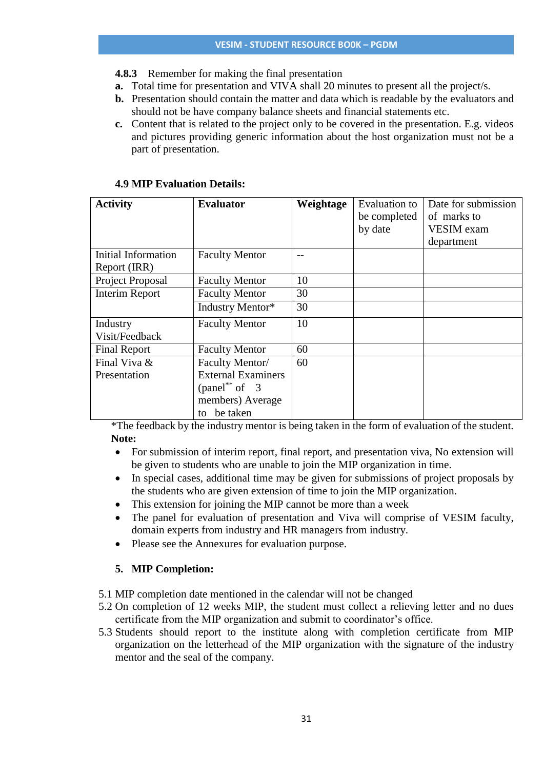**4.8.3** Remember for making the final presentation

- **a.** Total time for presentation and VIVA shall 20 minutes to present all the project/s.
- **b.** Presentation should contain the matter and data which is readable by the evaluators and should not be have company balance sheets and financial statements etc.
- **c.** Content that is related to the project only to be covered in the presentation. E.g. videos and pictures providing generic information about the host organization must not be a part of presentation.

**4.9 MIP Evaluation Details:**

| **Activity** | **Evaluator** | **Weightage** | Evaluation to be completed by date | Date for submission of marks to VESIM exam department |
|---|---|---|---|---|
| Initial Information Report (IRR) | Faculty Mentor | -- | | |
| Project Proposal | Faculty Mentor | 10 | | |
| Interim Report | Faculty Mentor | 30 | | |
| | Industry Mentor* | 30 | | |
| Industry Visit/Feedback | Faculty Mentor | 10 | | |
| Final Report | Faculty Mentor | 60 | | |
| Final Viva & Presentation | Faculty Mentor/ External Examiners (panel** of 3 members) Average to be taken | 60 | | |

*The feedback by the industry mentor is being taken in the form of evaluation of the student.

**Note:**

- For submission of interim report, final report, and presentation viva, No extension will be given to students who are unable to join the MIP organization in time.
- In special cases, additional time may be given for submissions of project proposals by the students who are given extension of time to join the MIP organization.
- This extension for joining the MIP cannot be more than a week
- The panel for evaluation of presentation and Viva will comprise of VESIM faculty, domain experts from industry and HR managers from industry.
- Please see the Annexures for evaluation purpose.

## 5. MIP Completion:

5.1 MIP completion date mentioned in the calendar will not be changed

5.2 On completion of 12 weeks MIP, the student must collect a relieving letter and no dues certificate from the MIP organization and submit to coordinator's office.

5.3 Students should report to the institute along with completion certificate from MIP organization on the letterhead of the MIP organization with the signature of the industry mentor and the seal of the company.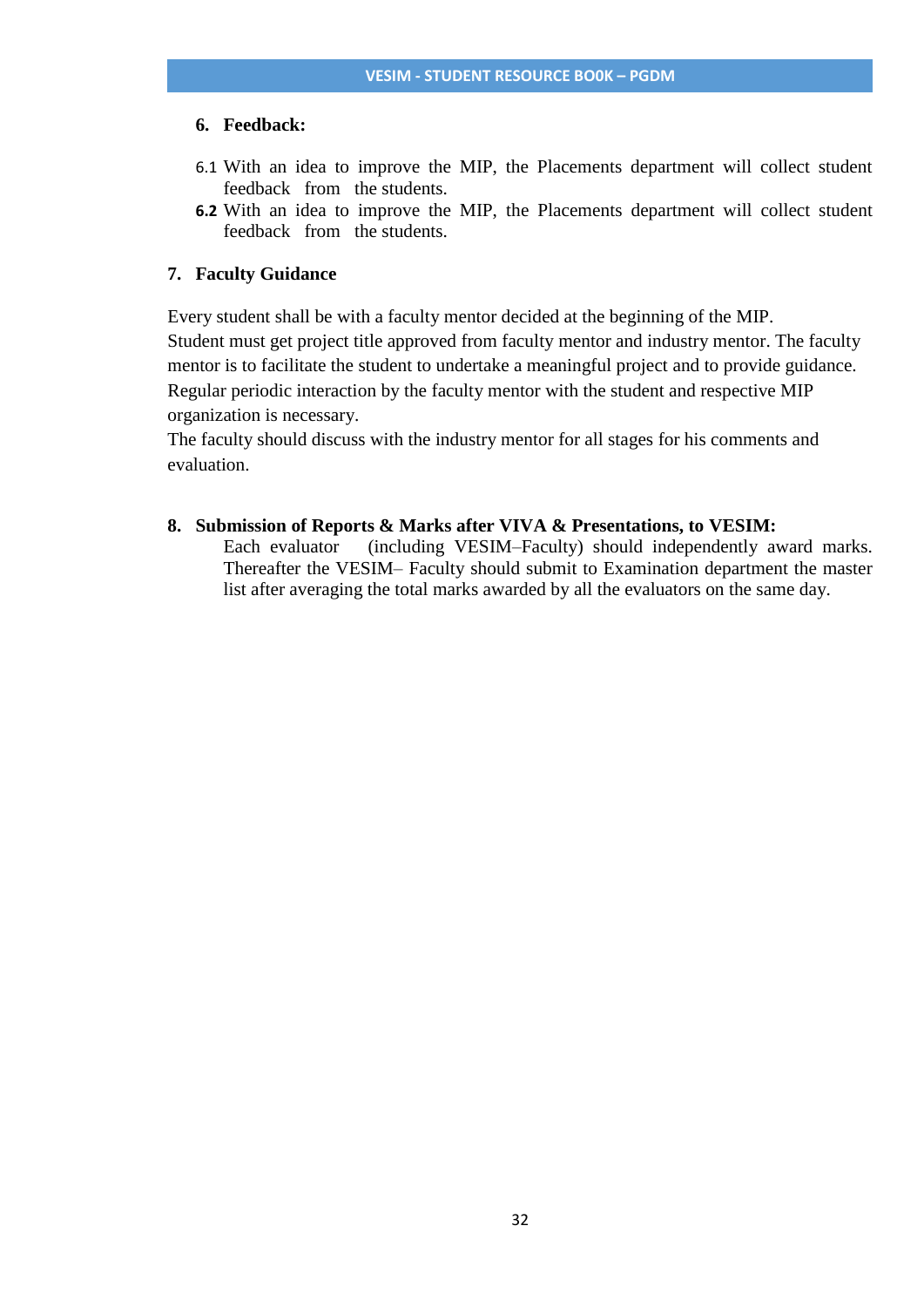### 6. Feedback:

6.1 With an idea to improve the MIP, the Placements department will collect student feedback from the students.

**6.2** With an idea to improve the MIP, the Placements department will collect student feedback from the students.

### 7. Faculty Guidance

Every student shall be with a faculty mentor decided at the beginning of the MIP.
Student must get project title approved from faculty mentor and industry mentor. The faculty mentor is to facilitate the student to undertake a meaningful project and to provide guidance. Regular periodic interaction by the faculty mentor with the student and respective MIP organization is necessary.
The faculty should discuss with the industry mentor for all stages for his comments and evaluation.

### 8. Submission of Reports & Marks after VIVA & Presentations, to VESIM:

Each evaluator (including VESIM–Faculty) should independently award marks. Thereafter the VESIM– Faculty should submit to Examination department the master list after averaging the total marks awarded by all the evaluators on the same day.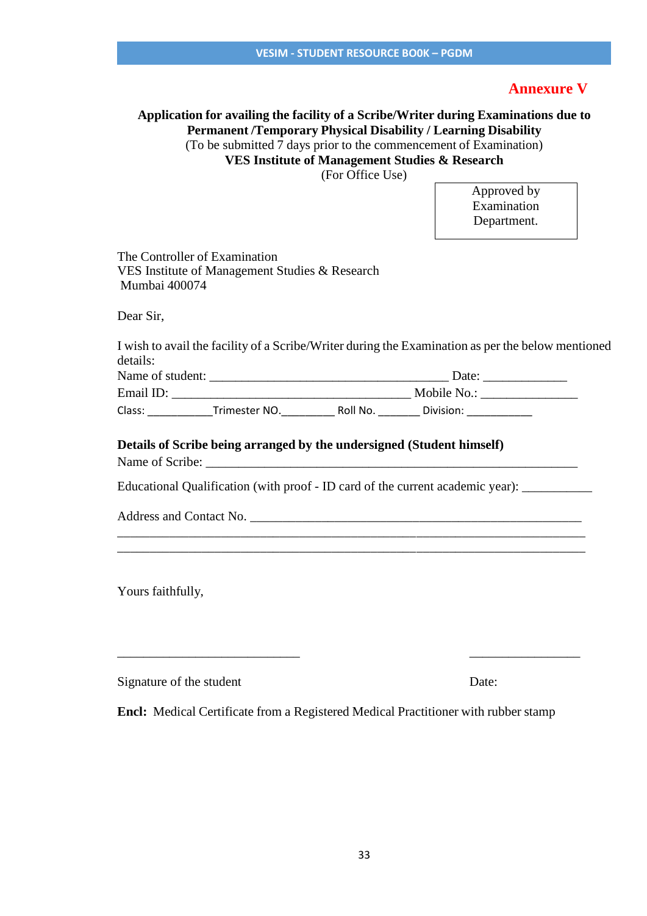**Annexure V**

**Application for availing the facility of a Scribe/Writer during Examinations due to Permanent /Temporary Physical Disability / Learning Disability**

(To be submitted 7 days prior to the commencement of Examination)

**VES Institute of Management Studies & Research**

(For Office Use)

| Approved by Examination Department. |
|---|

The Controller of Examination
VES Institute of Management Studies & Research
Mumbai 400074

Dear Sir,

I wish to avail the facility of a Scribe/Writer during the Examination as per the below mentioned details:

Name of student: ____________________________________ Date: ____________

Email ID: ____________________________________ Mobile No.: ______________

Class: ___________Trimester NO._________ Roll No. _______ Division: ___________

**Details of Scribe being arranged by the undersigned (Student himself)**

Name of Scribe: ________________________________________________________

Educational Qualification (with proof - ID card of the current academic year): __________

Address and Contact No. __________________________________________________

______________________________________________________________________

______________________________________________________________________

Yours faithfully,

____________________________ ________________

Signature of the student Date:

**Encl:** Medical Certificate from a Registered Medical Practitioner with rubber stamp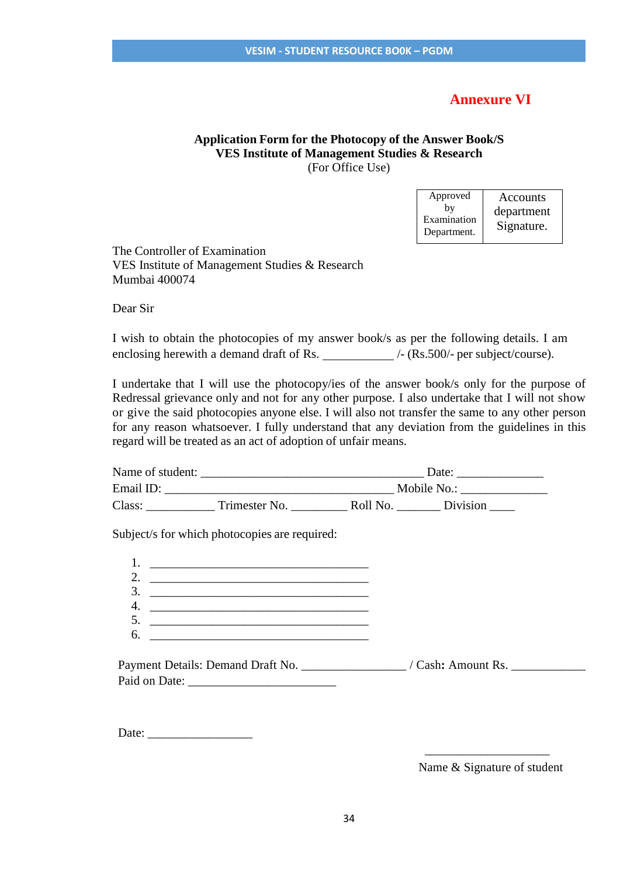**Annexure VI**

**Application Form for the Photocopy of the Answer Book/S**
**VES Institute of Management Studies & Research**
(For Office Use)

| Approved by Examination Department. | Accounts department Signature. |
|---|---|
| | |

The Controller of Examination
VES Institute of Management Studies & Research
Mumbai 400074

Dear Sir

I wish to obtain the photocopies of my answer book/s as per the following details. I am enclosing herewith a demand draft of Rs. ___________ /- (Rs.500/- per subject/course).

I undertake that I will use the photocopy/ies of the answer book/s only for the purpose of Redressal grievance only and not for any other purpose. I also undertake that I will not show or give the said photocopies anyone else. I will also not transfer the same to any other person for any reason whatsoever. I fully understand that any deviation from the guidelines in this regard will be treated as an act of adoption of unfair means.

Name of student: ____________________________________ Date: ______________
Email ID: _____________________________________ Mobile No.: ______________
Class: ___________ Trimester No. _________ Roll No. _______ Division ____

Subject/s for which photocopies are required:

1. ____________________________________
2. ____________________________________
3. ____________________________________
4. ____________________________________
5. ____________________________________
6. ____________________________________

Payment Details: Demand Draft No. _________________ / Cash**:** Amount Rs. ____________
Paid on Date: ________________________

Date: _________________

_____________________
Name & Signature of student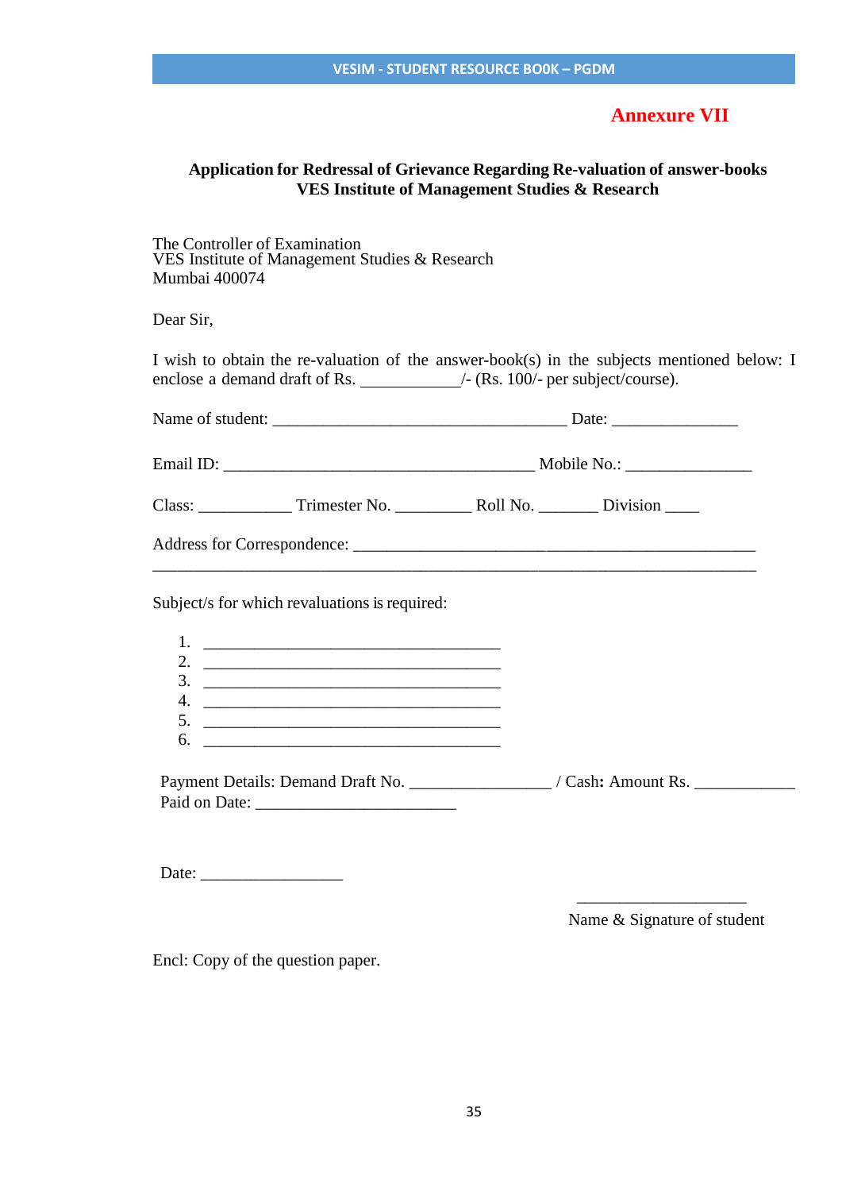**Annexure VII**

**Application for Redressal of Grievance Regarding Re-valuation of answer-books**
**VES Institute of Management Studies & Research**

The Controller of Examination
VES Institute of Management Studies & Research
Mumbai 400074

Dear Sir,

I wish to obtain the re-valuation of the answer-book(s) in the subjects mentioned below: I enclose a demand draft of Rs. ___________/- (Rs. 100/- per subject/course).

Name of student: ___________________________________ Date: _______________

Email ID: _____________________________________ Mobile No.: _______________

Class: ___________ Trimester No. _________ Roll No. _______ Division ____

Address for Correspondence: ________________________________________________
________________________________________________________________________

Subject/s for which revaluations is required:

1. ___________________________________
2. ___________________________________
3. ___________________________________
4. ___________________________________
5. ___________________________________
6. ___________________________________

Payment Details: Demand Draft No. _________________ / Cash**:** Amount Rs. ____________
Paid on Date: ________________________

Date: _________________

____________________
Name & Signature of student

Encl: Copy of the question paper.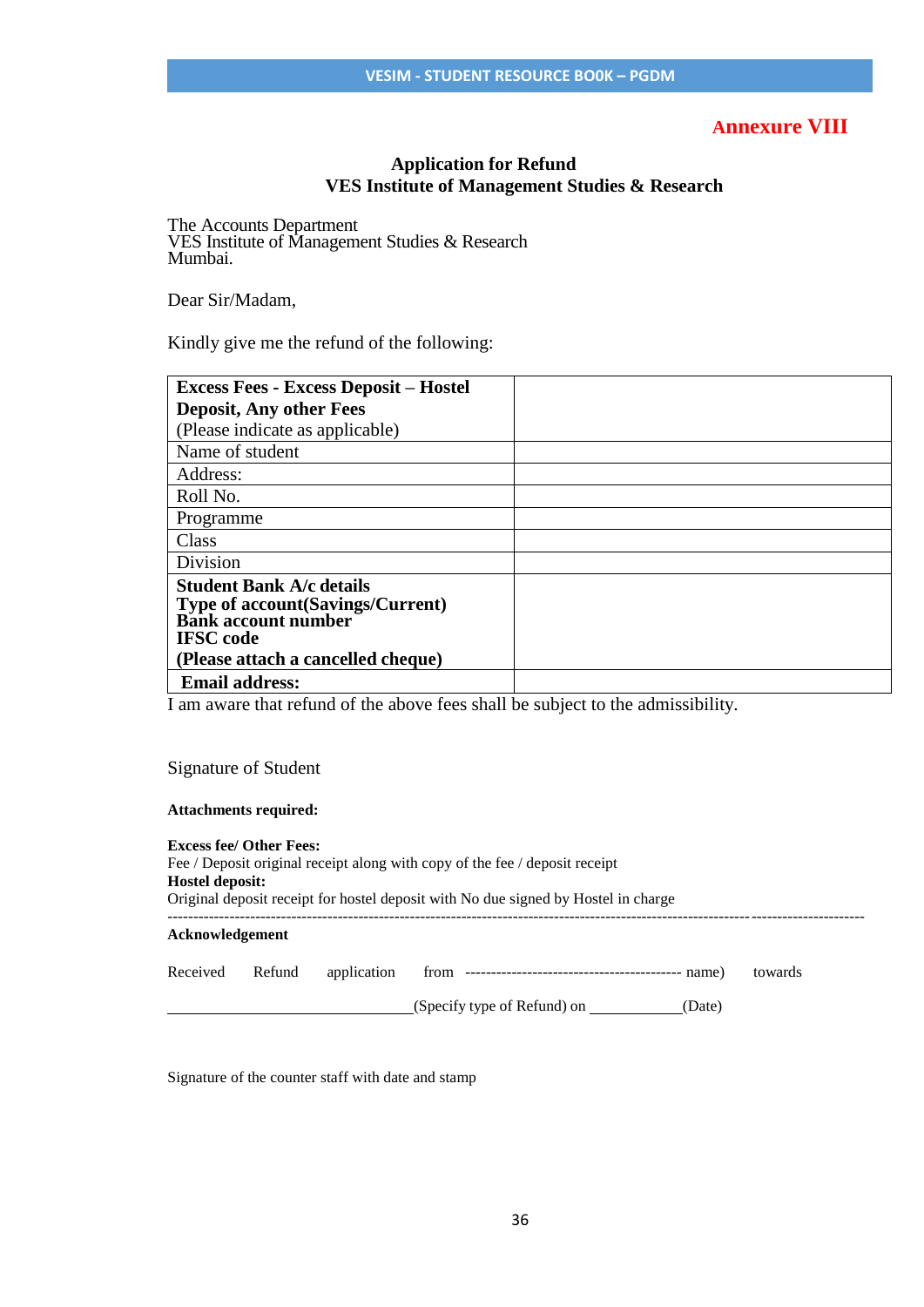**Annexure VIII**

**Application for Refund**
**VES Institute of Management Studies & Research**

The Accounts Department
VES Institute of Management Studies & Research
Mumbai.

Dear Sir/Madam,

Kindly give me the refund of the following:

| **Excess Fees - Excess Deposit – Hostel Deposit, Any other Fees** (Please indicate as applicable) | |
|---|---|
| Name of student | |
| Address: | |
| Roll No. | |
| Programme | |
| Class | |
| Division | |
| **Student Bank A/c details** **Type of account(Savings/Current)** **Bank account number** **IFSC code** **(Please attach a cancelled cheque)** | |
| **Email address:** | |

I am aware that refund of the above fees shall be subject to the admissibility.

Signature of Student

**Attachments required:**

**Excess fee/ Other Fees:**
Fee / Deposit original receipt along with copy of the fee / deposit receipt
**Hostel deposit:**
Original deposit receipt for hostel deposit with No due signed by Hostel in charge

---

**Acknowledgement**

Received Refund application from ----------------------------------------- name) towards

________________________________(Specify type of Refund) on ____________(Date)

Signature of the counter staff with date and stamp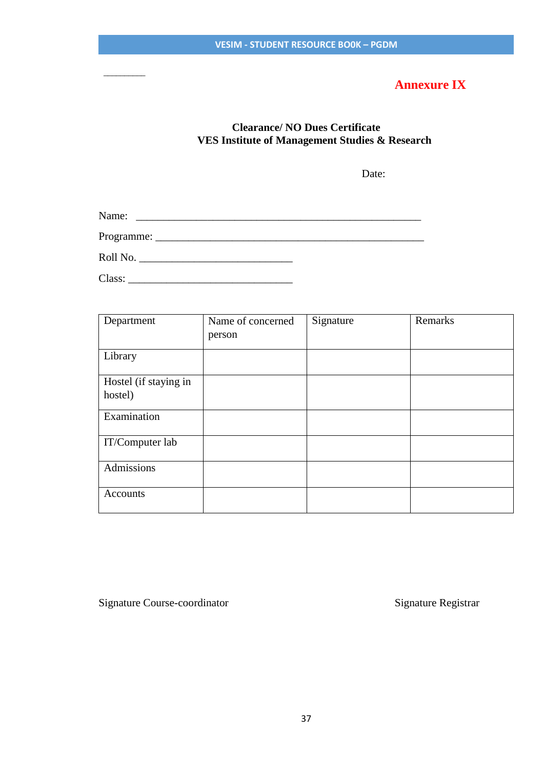________

**Annexure IX**

**Clearance/ NO Dues Certificate**
**VES Institute of Management Studies & Research**

Date:

Name: ____________________________________________________

Programme: ________________________________________________

Roll No. ____________________________

Class: ______________________________

| Department | Name of concerned person | Signature | Remarks |
|---|---|---|---|
| Library | | | |
| Hostel (if staying in hostel) | | | |
| Examination | | | |
| IT/Computer lab | | | |
| Admissions | | | |
| Accounts | | | |

Signature Course-coordinator

Signature Registrar